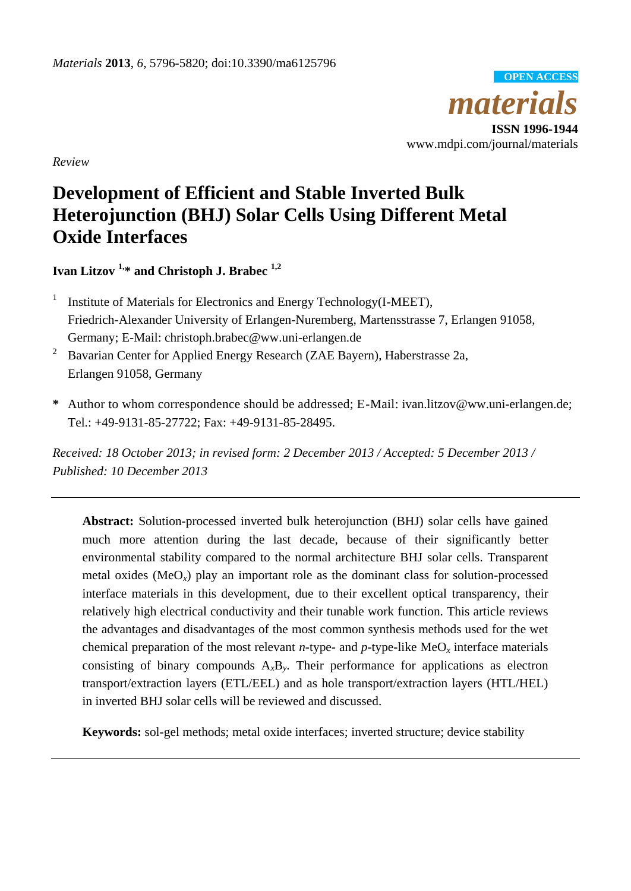*Materials* **2013**, *6*, 5796-5820; doi:10.3390/ma6125796

OPEN ACCESS

***materials***

**ISSN 1996-1944**

www.mdpi.com/journal/materials

*Review*

# Development of Efficient and Stable Inverted Bulk Heterojunction (BHJ) Solar Cells Using Different Metal Oxide Interfaces

**Ivan Litzov [1,*] and Christoph J. Brabec [1,2]**

[1] Institute of Materials for Electronics and Energy Technology(I-MEET), Friedrich-Alexander University of Erlangen-Nuremberg, Martensstrasse 7, Erlangen 91058, Germany; E-Mail: christoph.brabec@ww.uni-erlangen.de

[2] Bavarian Center for Applied Energy Research (ZAE Bayern), Haberstrasse 2a, Erlangen 91058, Germany

**\*** Author to whom correspondence should be addressed; E-Mail: ivan.litzov@ww.uni-erlangen.de; Tel.: +49-9131-85-27722; Fax: +49-9131-85-28495.

*Received: 18 October 2013; in revised form: 2 December 2013 / Accepted: 5 December 2013 / Published: 10 December 2013*

---

**Abstract:** Solution-processed inverted bulk heterojunction (BHJ) solar cells have gained much more attention during the last decade, because of their significantly better environmental stability compared to the normal architecture BHJ solar cells. Transparent metal oxides ($MeO_x$) play an important role as the dominant class for solution-processed interface materials in this development, due to their excellent optical transparency, their relatively high electrical conductivity and their tunable work function. This article reviews the advantages and disadvantages of the most common synthesis methods used for the wet chemical preparation of the most relevant *n*-type- and *p*-type-like $MeO_x$ interface materials consisting of binary compounds $A_xB_y$. Their performance for applications as electron transport/extraction layers (ETL/EEL) and as hole transport/extraction layers (HTL/HEL) in inverted BHJ solar cells will be reviewed and discussed.

**Keywords:** sol-gel methods; metal oxide interfaces; inverted structure; device stability

---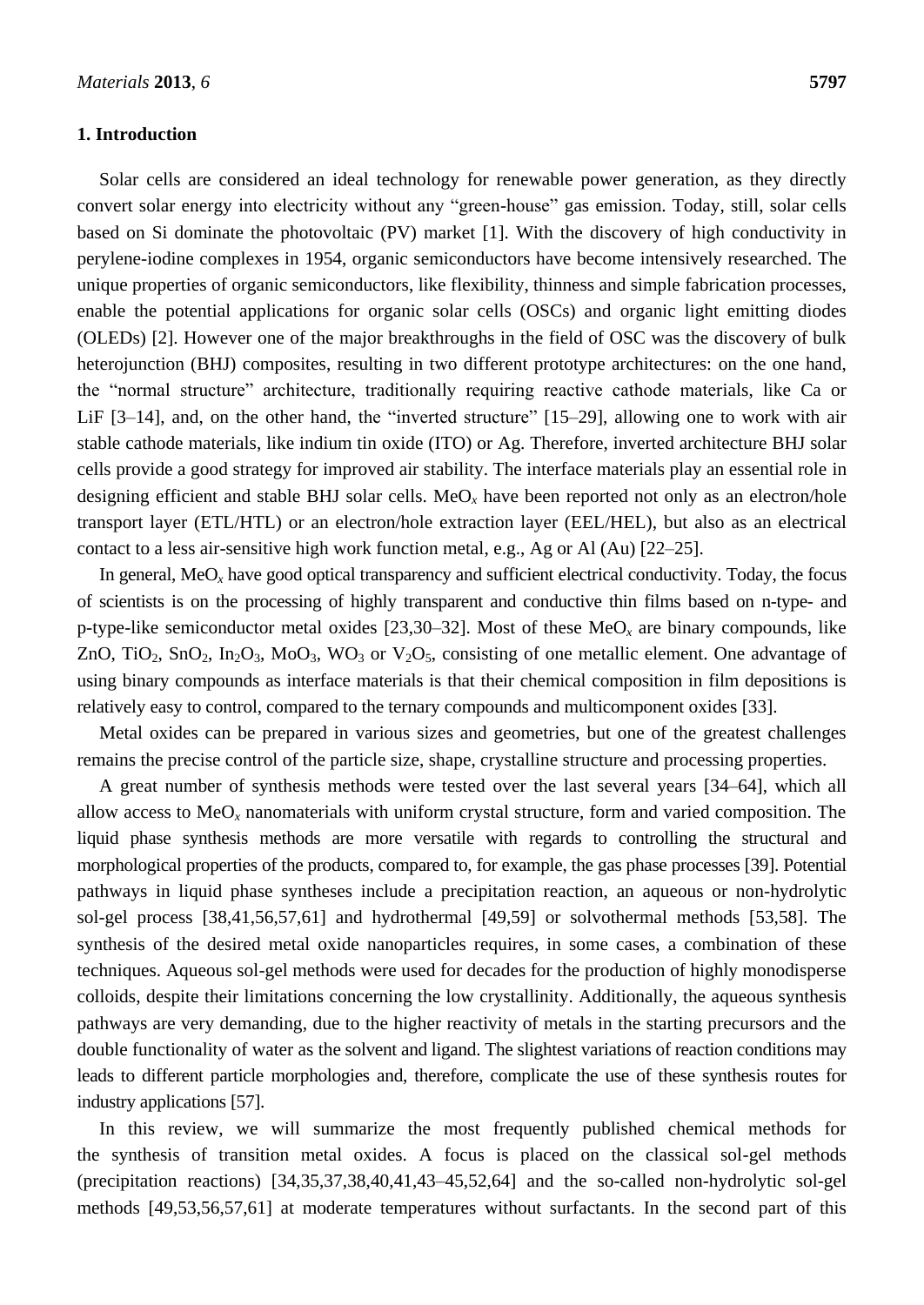## 1. Introduction

Solar cells are considered an ideal technology for renewable power generation, as they directly convert solar energy into electricity without any "green-house" gas emission. Today, still, solar cells based on Si dominate the photovoltaic (PV) market [1]. With the discovery of high conductivity in perylene-iodine complexes in 1954, organic semiconductors have become intensively researched. The unique properties of organic semiconductors, like flexibility, thinness and simple fabrication processes, enable the potential applications for organic solar cells (OSCs) and organic light emitting diodes (OLEDs) [2]. However one of the major breakthroughs in the field of OSC was the discovery of bulk heterojunction (BHJ) composites, resulting in two different prototype architectures: on the one hand, the "normal structure" architecture, traditionally requiring reactive cathode materials, like Ca or LiF [3–14], and, on the other hand, the "inverted structure" [15–29], allowing one to work with air stable cathode materials, like indium tin oxide (ITO) or Ag. Therefore, inverted architecture BHJ solar cells provide a good strategy for improved air stability. The interface materials play an essential role in designing efficient and stable BHJ solar cells. $MeO_x$ have been reported not only as an electron/hole transport layer (ETL/HTL) or an electron/hole extraction layer (EEL/HEL), but also as an electrical contact to a less air-sensitive high work function metal, e.g., Ag or Al (Au) [22–25].

In general, $MeO_x$ have good optical transparency and sufficient electrical conductivity. Today, the focus of scientists is on the processing of highly transparent and conductive thin films based on n-type- and p-type-like semiconductor metal oxides [23,30–32]. Most of these $MeO_x$ are binary compounds, like ZnO, $TiO_2$, $SnO_2$, $In_2O_3$, $MoO_3$, $WO_3$ or $V_2O_5$, consisting of one metallic element. One advantage of using binary compounds as interface materials is that their chemical composition in film depositions is relatively easy to control, compared to the ternary compounds and multicomponent oxides [33].

Metal oxides can be prepared in various sizes and geometries, but one of the greatest challenges remains the precise control of the particle size, shape, crystalline structure and processing properties.

A great number of synthesis methods were tested over the last several years [34–64], which all allow access to $MeO_x$ nanomaterials with uniform crystal structure, form and varied composition. The liquid phase synthesis methods are more versatile with regards to controlling the structural and morphological properties of the products, compared to, for example, the gas phase processes [39]. Potential pathways in liquid phase syntheses include a precipitation reaction, an aqueous or non-hydrolytic sol-gel process [38,41,56,57,61] and hydrothermal [49,59] or solvothermal methods [53,58]. The synthesis of the desired metal oxide nanoparticles requires, in some cases, a combination of these techniques. Aqueous sol-gel methods were used for decades for the production of highly monodisperse colloids, despite their limitations concerning the low crystallinity. Additionally, the aqueous synthesis pathways are very demanding, due to the higher reactivity of metals in the starting precursors and the double functionality of water as the solvent and ligand. The slightest variations of reaction conditions may leads to different particle morphologies and, therefore, complicate the use of these synthesis routes for industry applications [57].

In this review, we will summarize the most frequently published chemical methods for the synthesis of transition metal oxides. A focus is placed on the classical sol-gel methods (precipitation reactions) [34,35,37,38,40,41,43–45,52,64] and the so-called non-hydrolytic sol-gel methods [49,53,56,57,61] at moderate temperatures without surfactants. In the second part of this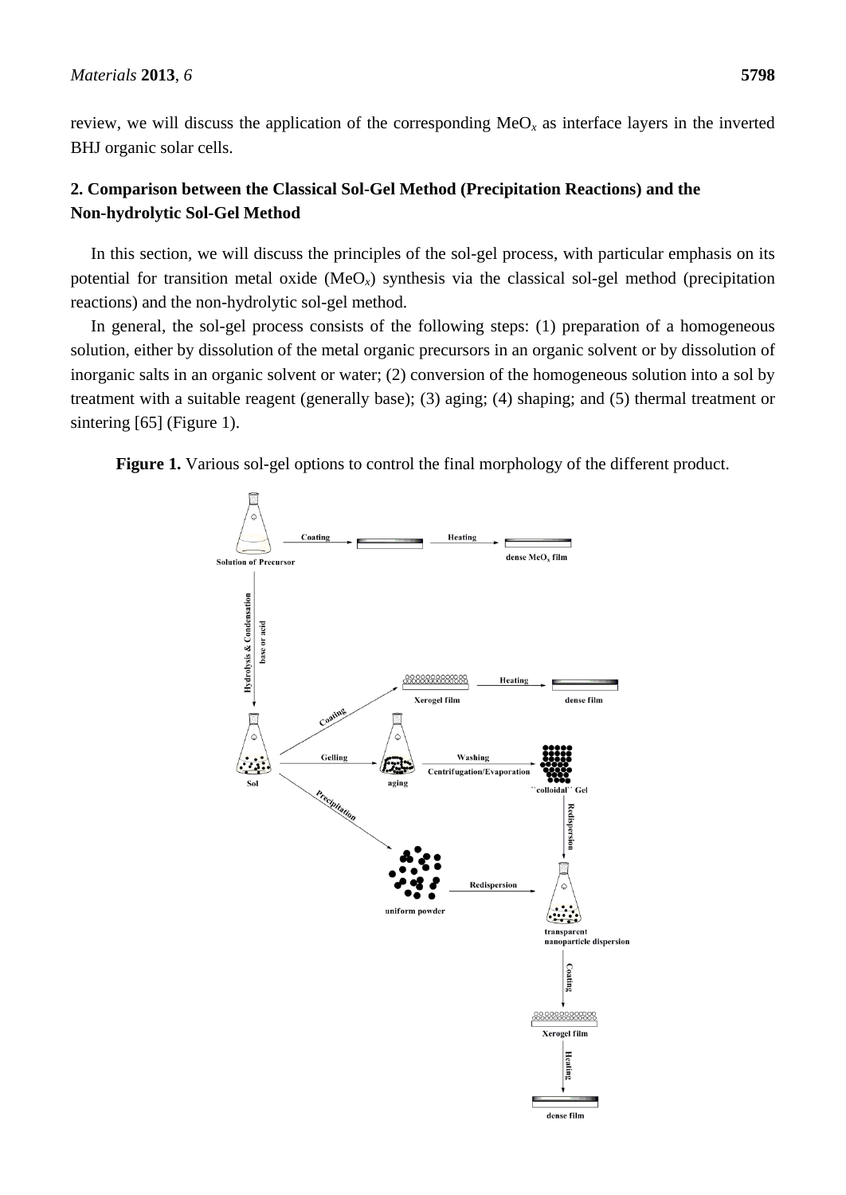review, we will discuss the application of the corresponding $MeO_x$ as interface layers in the inverted BHJ organic solar cells.

## 2. Comparison between the Classical Sol-Gel Method (Precipitation Reactions) and the Non-hydrolytic Sol-Gel Method

In this section, we will discuss the principles of the sol-gel process, with particular emphasis on its potential for transition metal oxide ($MeO_x$) synthesis via the classical sol-gel method (precipitation reactions) and the non-hydrolytic sol-gel method.

In general, the sol-gel process consists of the following steps: (1) preparation of a homogeneous solution, either by dissolution of the metal organic precursors in an organic solvent or by dissolution of inorganic salts in an organic solvent or water; (2) conversion of the homogeneous solution into a sol by treatment with a suitable reagent (generally base); (3) aging; (4) shaping; and (5) thermal treatment or sintering [65] (Figure 1).

**Figure 1.** Various sol-gel options to control the final morphology of the different product.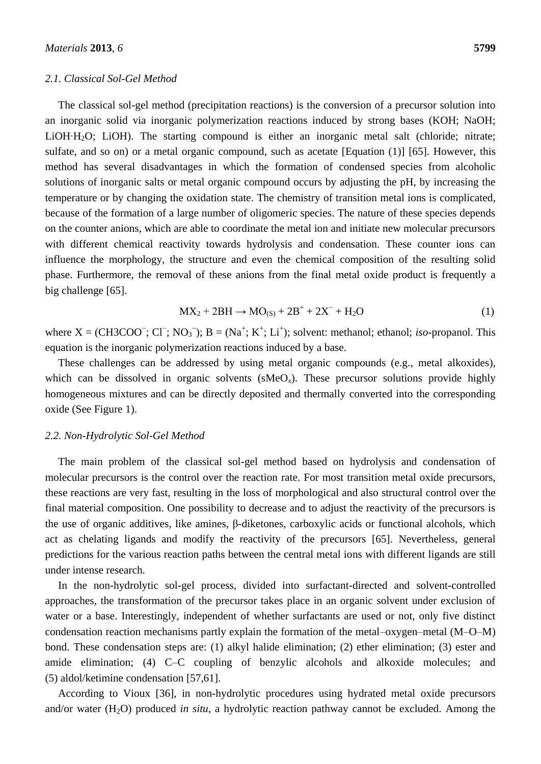### 2.1. Classical Sol-Gel Method

The classical sol-gel method (precipitation reactions) is the conversion of a precursor solution into an inorganic solid via inorganic polymerization reactions induced by strong bases (KOH; NaOH; $LiOH{\cdot}H_2O$; LiOH). The starting compound is either an inorganic metal salt (chloride; nitrate; sulfate, and so on) or a metal organic compound, such as acetate [Equation (1)] [65]. However, this method has several disadvantages in which the formation of condensed species from alcoholic solutions of inorganic salts or metal organic compound occurs by adjusting the pH, by increasing the temperature or by changing the oxidation state. The chemistry of transition metal ions is complicated, because of the formation of a large number of oligomeric species. The nature of these species depends on the counter anions, which are able to coordinate the metal ion and initiate new molecular precursors with different chemical reactivity towards hydrolysis and condensation. These counter ions can influence the morphology, the structure and even the chemical composition of the resulting solid phase. Furthermore, the removal of these anions from the final metal oxide product is frequently a big challenge [65].

$$MX_2 + 2BH \rightarrow MO_{(S)} + 2B^+ + 2X^- + H_2O \quad (1)$$

where X = ($CH3COO^-$; $Cl^-$; $NO_3^-$); B = ($Na^+$; $K^+$; $Li^+$); solvent: methanol; ethanol; *iso*-propanol. This equation is the inorganic polymerization reactions induced by a base.

These challenges can be addressed by using metal organic compounds (e.g., metal alkoxides), which can be dissolved in organic solvents ($sMeO_x$). These precursor solutions provide highly homogeneous mixtures and can be directly deposited and thermally converted into the corresponding oxide (See Figure 1).

### 2.2. Non-Hydrolytic Sol-Gel Method

The main problem of the classical sol-gel method based on hydrolysis and condensation of molecular precursors is the control over the reaction rate. For most transition metal oxide precursors, these reactions are very fast, resulting in the loss of morphological and also structural control over the final material composition. One possibility to decrease and to adjust the reactivity of the precursors is the use of organic additives, like amines, β-diketones, carboxylic acids or functional alcohols, which act as chelating ligands and modify the reactivity of the precursors [65]. Nevertheless, general predictions for the various reaction paths between the central metal ions with different ligands are still under intense research.

In the non-hydrolytic sol-gel process, divided into surfactant-directed and solvent-controlled approaches, the transformation of the precursor takes place in an organic solvent under exclusion of water or a base. Interestingly, independent of whether surfactants are used or not, only five distinct condensation reaction mechanisms partly explain the formation of the metal–oxygen–metal (M–O–M) bond. These condensation steps are: (1) alkyl halide elimination; (2) ether elimination; (3) ester and amide elimination; (4) C–C coupling of benzylic alcohols and alkoxide molecules; and (5) aldol/ketimine condensation [57,61].

According to Vioux [36], in non-hydrolytic procedures using hydrated metal oxide precursors and/or water ($H_2O$) produced *in situ*, a hydrolytic reaction pathway cannot be excluded. Among the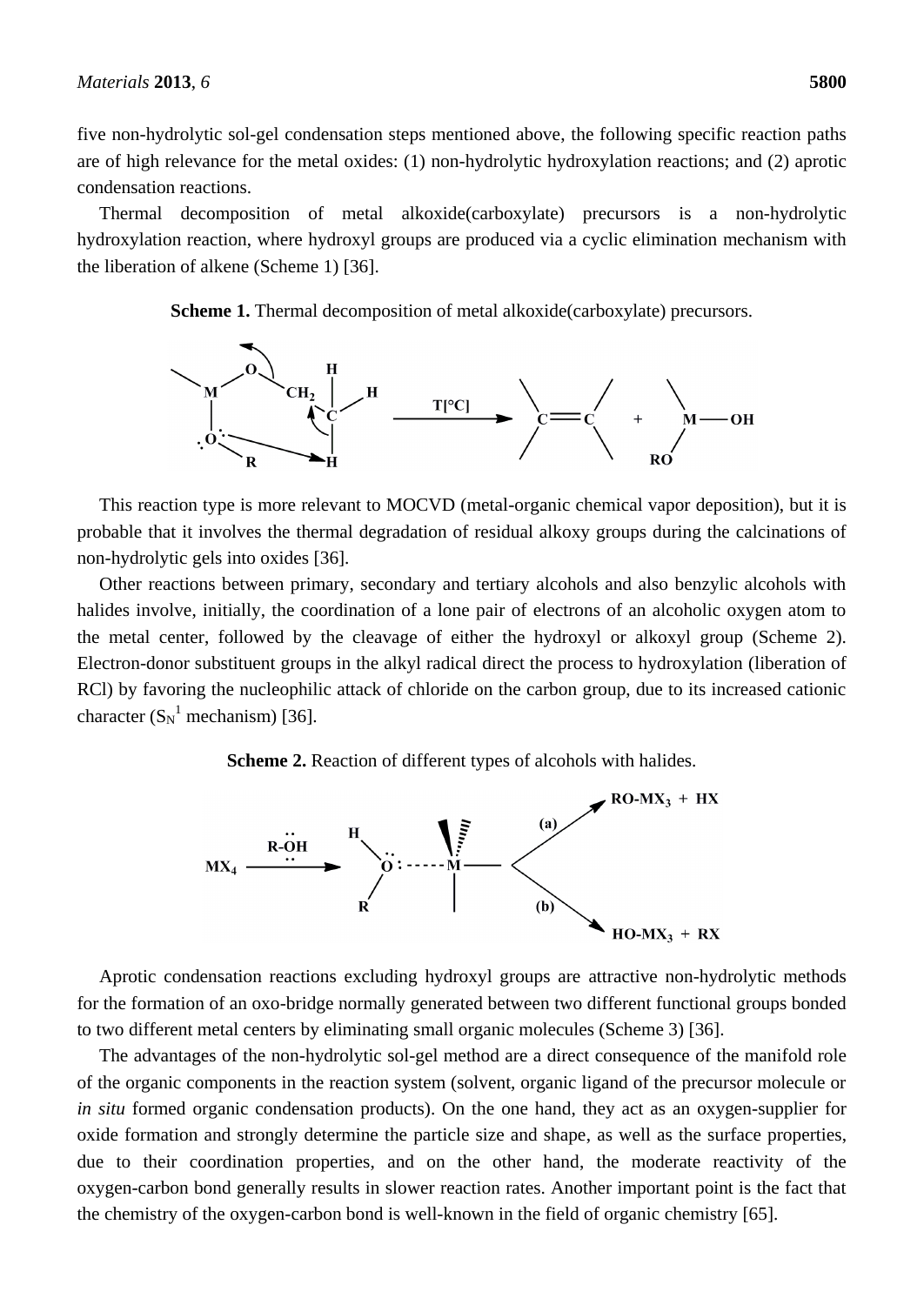five non-hydrolytic sol-gel condensation steps mentioned above, the following specific reaction paths are of high relevance for the metal oxides: (1) non-hydrolytic hydroxylation reactions; and (2) aprotic condensation reactions.

Thermal decomposition of metal alkoxide(carboxylate) precursors is a non-hydrolytic hydroxylation reaction, where hydroxyl groups are produced via a cyclic elimination mechanism with the liberation of alkene (Scheme 1) [36].

**Scheme 1.** Thermal decomposition of metal alkoxide(carboxylate) precursors.

This reaction type is more relevant to MOCVD (metal-organic chemical vapor deposition), but it is probable that it involves the thermal degradation of residual alkoxy groups during the calcinations of non-hydrolytic gels into oxides [36].

Other reactions between primary, secondary and tertiary alcohols and also benzylic alcohols with halides involve, initially, the coordination of a lone pair of electrons of an alcoholic oxygen atom to the metal center, followed by the cleavage of either the hydroxyl or alkoxyl group (Scheme 2). Electron-donor substituent groups in the alkyl radical direct the process to hydroxylation (liberation of RCl) by favoring the nucleophilic attack of chloride on the carbon group, due to its increased cationic character ($S_N^1$ mechanism) [36].

**Scheme 2.** Reaction of different types of alcohols with halides.

Aprotic condensation reactions excluding hydroxyl groups are attractive non-hydrolytic methods for the formation of an oxo-bridge normally generated between two different functional groups bonded to two different metal centers by eliminating small organic molecules (Scheme 3) [36].

The advantages of the non-hydrolytic sol-gel method are a direct consequence of the manifold role of the organic components in the reaction system (solvent, organic ligand of the precursor molecule or *in situ* formed organic condensation products). On the one hand, they act as an oxygen-supplier for oxide formation and strongly determine the particle size and shape, as well as the surface properties, due to their coordination properties, and on the other hand, the moderate reactivity of the oxygen-carbon bond generally results in slower reaction rates. Another important point is the fact that the chemistry of the oxygen-carbon bond is well-known in the field of organic chemistry [65].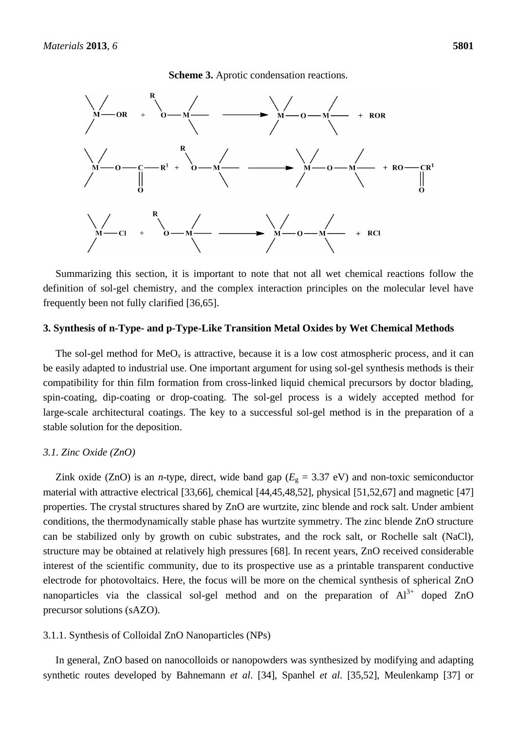**Scheme 3.** Aprotic condensation reactions.

$$\equiv M{-}OR + RO{-}M\equiv \longrightarrow \equiv M{-}O{-}M\equiv + ROR$$

$$\equiv M{-}O{-}C(=O){-}R^1 + RO{-}M\equiv \longrightarrow \equiv M{-}O{-}M\equiv + RO{-}C(=O)R^1$$

$$\equiv M{-}Cl + RO{-}M\equiv \longrightarrow \equiv M{-}O{-}M\equiv + RCl$$

Summarizing this section, it is important to note that not all wet chemical reactions follow the definition of sol-gel chemistry, and the complex interaction principles on the molecular level have frequently been not fully clarified [36,65].

## 3. Synthesis of n-Type- and p-Type-Like Transition Metal Oxides by Wet Chemical Methods

The sol-gel method for $MeO_x$ is attractive, because it is a low cost atmospheric process, and it can be easily adapted to industrial use. One important argument for using sol-gel synthesis methods is their compatibility for thin film formation from cross-linked liquid chemical precursors by doctor blading, spin-coating, dip-coating or drop-coating. The sol-gel process is a widely accepted method for large-scale architectural coatings. The key to a successful sol-gel method is in the preparation of a stable solution for the deposition.

### *3.1. Zinc Oxide (ZnO)*

Zink oxide (ZnO) is an *n*-type, direct, wide band gap ($E_g$ = 3.37 eV) and non-toxic semiconductor material with attractive electrical [33,66], chemical [44,45,48,52], physical [51,52,67] and magnetic [47] properties. The crystal structures shared by ZnO are wurtzite, zinc blende and rock salt. Under ambient conditions, the thermodynamically stable phase has wurtzite symmetry. The zinc blende ZnO structure can be stabilized only by growth on cubic substrates, and the rock salt, or Rochelle salt (NaCl), structure may be obtained at relatively high pressures [68]. In recent years, ZnO received considerable interest of the scientific community, due to its prospective use as a printable transparent conductive electrode for photovoltaics. Here, the focus will be more on the chemical synthesis of spherical ZnO nanoparticles via the classical sol-gel method and on the preparation of $Al^{3+}$ doped ZnO precursor solutions (sAZO).

#### 3.1.1. Synthesis of Colloidal ZnO Nanoparticles (NPs)

In general, ZnO based on nanocolloids or nanopowders was synthesized by modifying and adapting synthetic routes developed by Bahnemann *et al*. [34], Spanhel *et al*. [35,52], Meulenkamp [37] or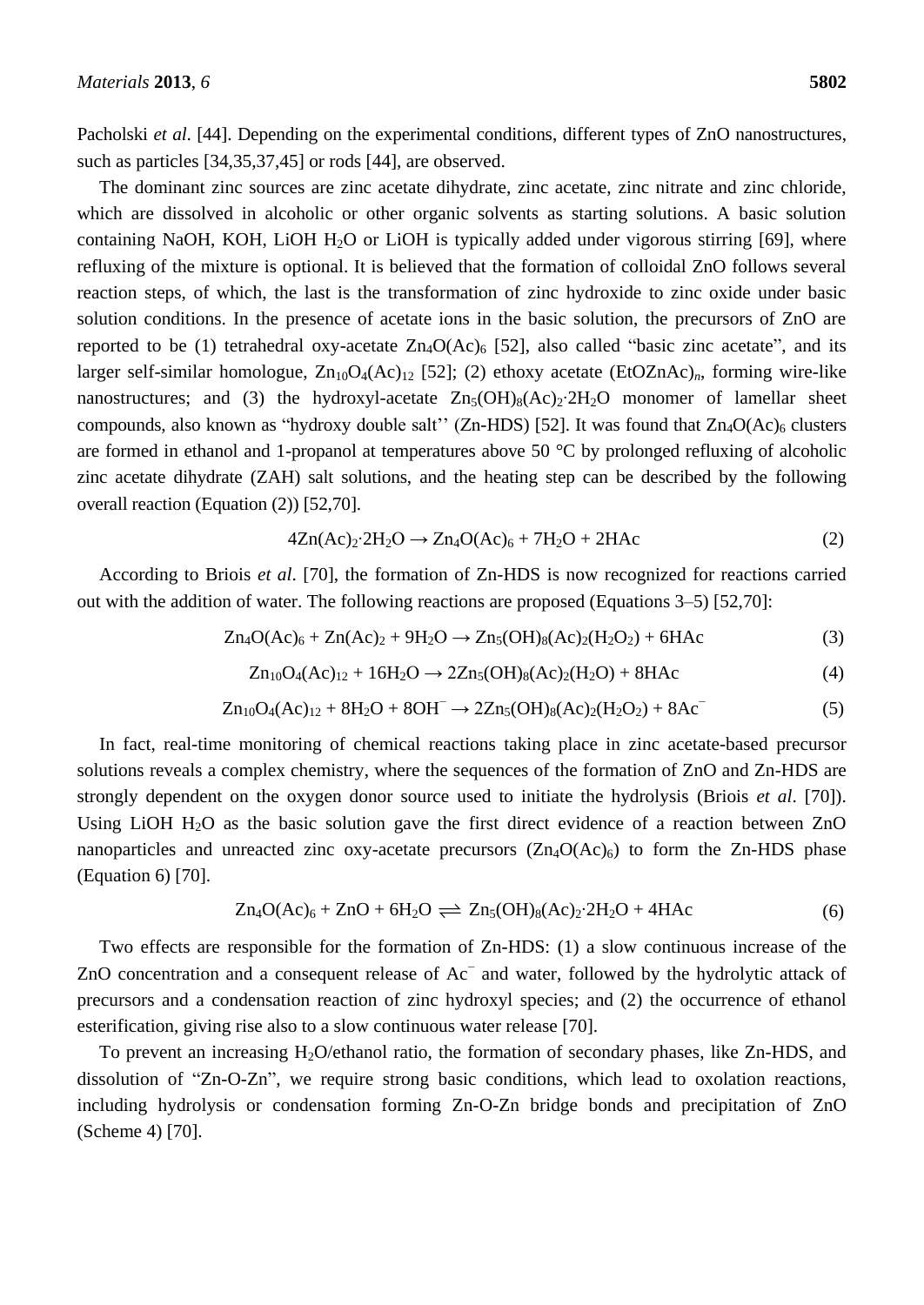Pacholski *et al*. [44]. Depending on the experimental conditions, different types of ZnO nanostructures, such as particles [34,35,37,45] or rods [44], are observed.

The dominant zinc sources are zinc acetate dihydrate, zinc acetate, zinc nitrate and zinc chloride, which are dissolved in alcoholic or other organic solvents as starting solutions. A basic solution containing NaOH, KOH, LiOH $H_2O$ or LiOH is typically added under vigorous stirring [69], where refluxing of the mixture is optional. It is believed that the formation of colloidal ZnO follows several reaction steps, of which, the last is the transformation of zinc hydroxide to zinc oxide under basic solution conditions. In the presence of acetate ions in the basic solution, the precursors of ZnO are reported to be (1) tetrahedral oxy-acetate $Zn_4O(Ac)_6$ [52], also called "basic zinc acetate", and its larger self-similar homologue, $Zn_{10}O_4(Ac)_{12}$ [52]; (2) ethoxy acetate $(EtOZnAc)_n$, forming wire-like nanostructures; and (3) the hydroxyl-acetate $Zn_5(OH)_8(Ac)_2{\cdot}2H_2O$ monomer of lamellar sheet compounds, also known as "hydroxy double salt'' (Zn-HDS) [52]. It was found that $Zn_4O(Ac)_6$ clusters are formed in ethanol and 1-propanol at temperatures above 50 °C by prolonged refluxing of alcoholic zinc acetate dihydrate (ZAH) salt solutions, and the heating step can be described by the following overall reaction (Equation (2)) [52,70].

$$4Zn(Ac)_2{\cdot}2H_2O \rightarrow Zn_4O(Ac)_6 + 7H_2O + 2HAc \tag{2}$$

According to Briois *et al*. [70], the formation of Zn-HDS is now recognized for reactions carried out with the addition of water. The following reactions are proposed (Equations 3–5) [52,70]:

$$Zn_4O(Ac)_6 + Zn(Ac)_2 + 9H_2O \rightarrow Zn_5(OH)_8(Ac)_2(H_2O_2) + 6HAc \tag{3}$$

$$Zn_{10}O_4(Ac)_{12} + 16H_2O \rightarrow 2Zn_5(OH)_8(Ac)_2(H_2O) + 8HAc \tag{4}$$

$$Zn_{10}O_4(Ac)_{12} + 8H_2O + 8OH^- \rightarrow 2Zn_5(OH)_8(Ac)_2(H_2O_2) + 8Ac^- \tag{5}$$

In fact, real-time monitoring of chemical reactions taking place in zinc acetate-based precursor solutions reveals a complex chemistry, where the sequences of the formation of ZnO and Zn-HDS are strongly dependent on the oxygen donor source used to initiate the hydrolysis (Briois *et al*. [70]). Using LiOH $H_2O$ as the basic solution gave the first direct evidence of a reaction between ZnO nanoparticles and unreacted zinc oxy-acetate precursors ($Zn_4O(Ac)_6$) to form the Zn-HDS phase (Equation 6) [70].

$$Zn_4O(Ac)_6 + ZnO + 6H_2O \rightleftharpoons Zn_5(OH)_8(Ac)_2{\cdot}2H_2O + 4HAc \tag{6}$$

Two effects are responsible for the formation of Zn-HDS: (1) a slow continuous increase of the ZnO concentration and a consequent release of $Ac^-$ and water, followed by the hydrolytic attack of precursors and a condensation reaction of zinc hydroxyl species; and (2) the occurrence of ethanol esterification, giving rise also to a slow continuous water release [70].

To prevent an increasing $H_2O$/ethanol ratio, the formation of secondary phases, like Zn-HDS, and dissolution of "Zn-O-Zn", we require strong basic conditions, which lead to oxolation reactions, including hydrolysis or condensation forming Zn-O-Zn bridge bonds and precipitation of ZnO (Scheme 4) [70].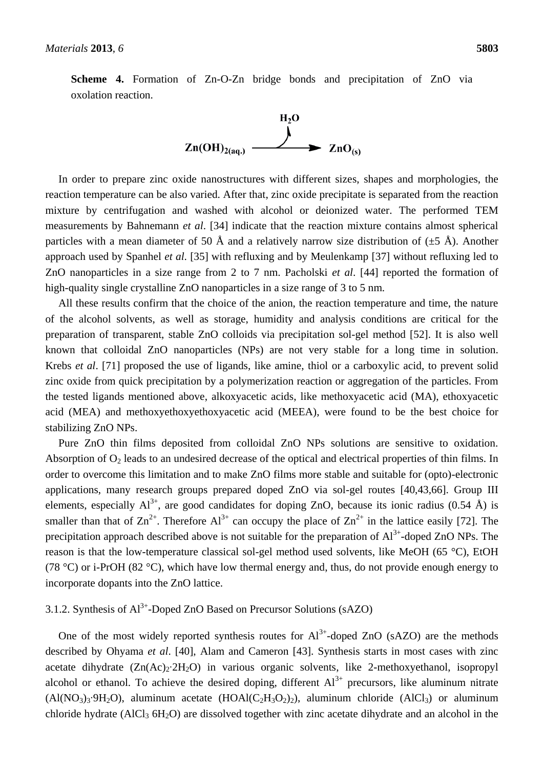**Scheme 4.** Formation of Zn-O-Zn bridge bonds and precipitation of ZnO via oxolation reaction.

$$Zn(OH)_{2(aq.)} \xrightarrow{H_2O} ZnO_{(s)}$$

In order to prepare zinc oxide nanostructures with different sizes, shapes and morphologies, the reaction temperature can be also varied. After that, zinc oxide precipitate is separated from the reaction mixture by centrifugation and washed with alcohol or deionized water. The performed TEM measurements by Bahnemann *et al*. [34] indicate that the reaction mixture contains almost spherical particles with a mean diameter of 50 Å and a relatively narrow size distribution of (±5 Å). Another approach used by Spanhel *et al.* [35] with refluxing and by Meulenkamp [37] without refluxing led to ZnO nanoparticles in a size range from 2 to 7 nm. Pacholski *et al*. [44] reported the formation of high-quality single crystalline ZnO nanoparticles in a size range of 3 to 5 nm.

All these results confirm that the choice of the anion, the reaction temperature and time, the nature of the alcohol solvents, as well as storage, humidity and analysis conditions are critical for the preparation of transparent, stable ZnO colloids via precipitation sol-gel method [52]. It is also well known that colloidal ZnO nanoparticles (NPs) are not very stable for a long time in solution. Krebs *et al*. [71] proposed the use of ligands, like amine, thiol or a carboxylic acid, to prevent solid zinc oxide from quick precipitation by a polymerization reaction or aggregation of the particles. From the tested ligands mentioned above, alkoxyacetic acids, like methoxyacetic acid (MA), ethoxyacetic acid (MEA) and methoxyethoxyethoxyacetic acid (MEEA), were found to be the best choice for stabilizing ZnO NPs.

Pure ZnO thin films deposited from colloidal ZnO NPs solutions are sensitive to oxidation. Absorption of $O_2$ leads to an undesired decrease of the optical and electrical properties of thin films. In order to overcome this limitation and to make ZnO films more stable and suitable for (opto)-electronic applications, many research groups prepared doped ZnO via sol-gel routes [40,43,66]. Group III elements, especially $Al^{3+}$, are good candidates for doping ZnO, because its ionic radius (0.54 Å) is smaller than that of $Zn^{2+}$. Therefore $Al^{3+}$ can occupy the place of $Zn^{2+}$ in the lattice easily [72]. The precipitation approach described above is not suitable for the preparation of $Al^{3+}$-doped ZnO NPs. The reason is that the low-temperature classical sol-gel method used solvents, like MeOH (65 °C), EtOH (78 °C) or i-PrOH (82 °C), which have low thermal energy and, thus, do not provide enough energy to incorporate dopants into the ZnO lattice.

#### 3.1.2. Synthesis of $Al^{3+}$-Doped ZnO Based on Precursor Solutions (sAZO)

One of the most widely reported synthesis routes for $Al^{3+}$-doped ZnO (sAZO) are the methods described by Ohyama *et al*. [40], Alam and Cameron [43]. Synthesis starts in most cases with zinc acetate dihydrate ($Zn(Ac)_2{\cdot}2H_2O$) in various organic solvents, like 2-methoxyethanol, isopropyl alcohol or ethanol. To achieve the desired doping, different $Al^{3+}$ precursors, like aluminum nitrate ($Al(NO_3)_3{\cdot}9H_2O$), aluminum acetate ($HOAl(C_2H_3O_2)_2$), aluminum chloride ($AlCl_3$) or aluminum chloride hydrate ($AlCl_3$ $6H_2O$) are dissolved together with zinc acetate dihydrate and an alcohol in the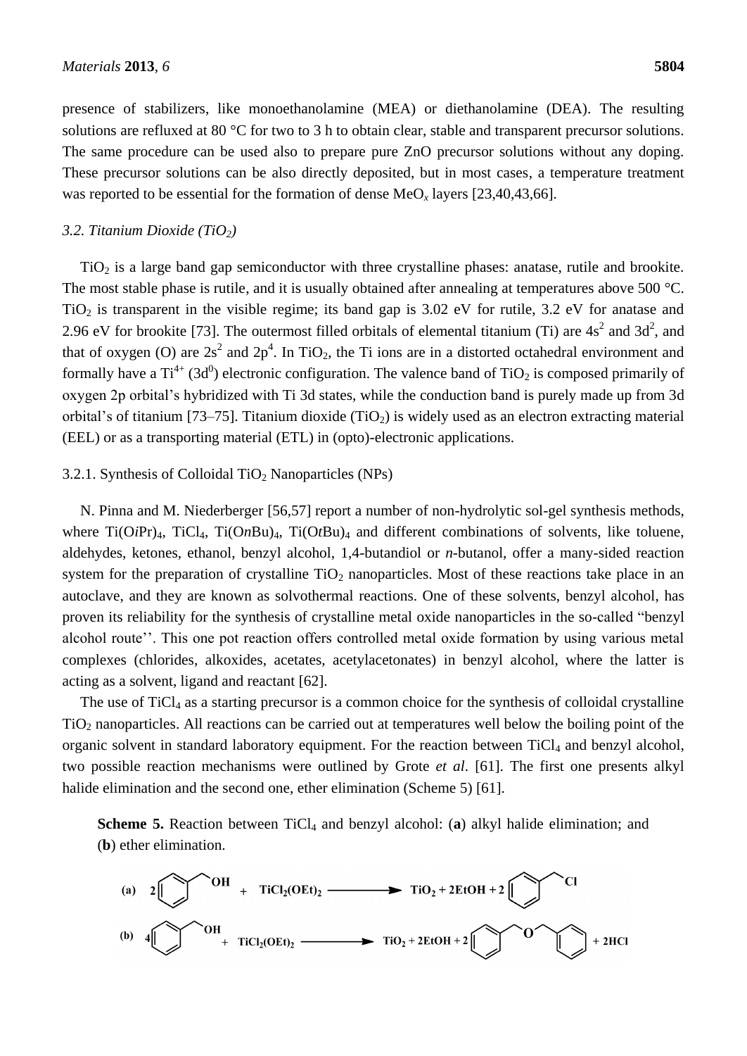presence of stabilizers, like monoethanolamine (MEA) or diethanolamine (DEA). The resulting solutions are refluxed at 80 °C for two to 3 h to obtain clear, stable and transparent precursor solutions. The same procedure can be used also to prepare pure ZnO precursor solutions without any doping. These precursor solutions can be also directly deposited, but in most cases, a temperature treatment was reported to be essential for the formation of dense $MeO_x$ layers [23,40,43,66].

### 3.2. Titanium Dioxide ($TiO_2$)

$TiO_2$ is a large band gap semiconductor with three crystalline phases: anatase, rutile and brookite. The most stable phase is rutile, and it is usually obtained after annealing at temperatures above 500 °C. $TiO_2$ is transparent in the visible regime; its band gap is 3.02 eV for rutile, 3.2 eV for anatase and 2.96 eV for brookite [73]. The outermost filled orbitals of elemental titanium (Ti) are $4s^2$ and $3d^2$, and that of oxygen (O) are $2s^2$ and $2p^4$. In $TiO_2$, the Ti ions are in a distorted octahedral environment and formally have a $Ti^{4+}$ ($3d^0$) electronic configuration. The valence band of $TiO_2$ is composed primarily of oxygen 2p orbital's hybridized with Ti 3d states, while the conduction band is purely made up from 3d orbital's of titanium [73–75]. Titanium dioxide ($TiO_2$) is widely used as an electron extracting material (EEL) or as a transporting material (ETL) in (opto)-electronic applications.

#### 3.2.1. Synthesis of Colloidal $TiO_2$ Nanoparticles (NPs)

N. Pinna and M. Niederberger [56,57] report a number of non-hydrolytic sol-gel synthesis methods, where Ti(O*i*Pr)$_4$, $TiCl_4$, Ti(O*n*Bu)$_4$, Ti(O*t*Bu)$_4$ and different combinations of solvents, like toluene, aldehydes, ketones, ethanol, benzyl alcohol, 1,4-butandiol or *n*-butanol, offer a many-sided reaction system for the preparation of crystalline $TiO_2$ nanoparticles. Most of these reactions take place in an autoclave, and they are known as solvothermal reactions. One of these solvents, benzyl alcohol, has proven its reliability for the synthesis of crystalline metal oxide nanoparticles in the so-called "benzyl alcohol route''. This one pot reaction offers controlled metal oxide formation by using various metal complexes (chlorides, alkoxides, acetates, acetylacetonates) in benzyl alcohol, where the latter is acting as a solvent, ligand and reactant [62].

The use of $TiCl_4$ as a starting precursor is a common choice for the synthesis of colloidal crystalline $TiO_2$ nanoparticles. All reactions can be carried out at temperatures well below the boiling point of the organic solvent in standard laboratory equipment. For the reaction between $TiCl_4$ and benzyl alcohol, two possible reaction mechanisms were outlined by Grote *et al*. [61]. The first one presents alkyl halide elimination and the second one, ether elimination (Scheme 5) [61].

**Scheme 5.** Reaction between $TiCl_4$ and benzyl alcohol: (**a**) alkyl halide elimination; and (**b**) ether elimination.

(a) $2\,C_6H_5CH_2OH + TiCl_2(OEt)_2 \longrightarrow TiO_2 + 2EtOH + 2\,C_6H_5CH_2Cl$

(b) $4\,C_6H_5CH_2OH + TiCl_2(OEt)_2 \longrightarrow TiO_2 + 2EtOH + 2\,C_6H_5CH_2OCH_2C_6H_5 + 2HCl$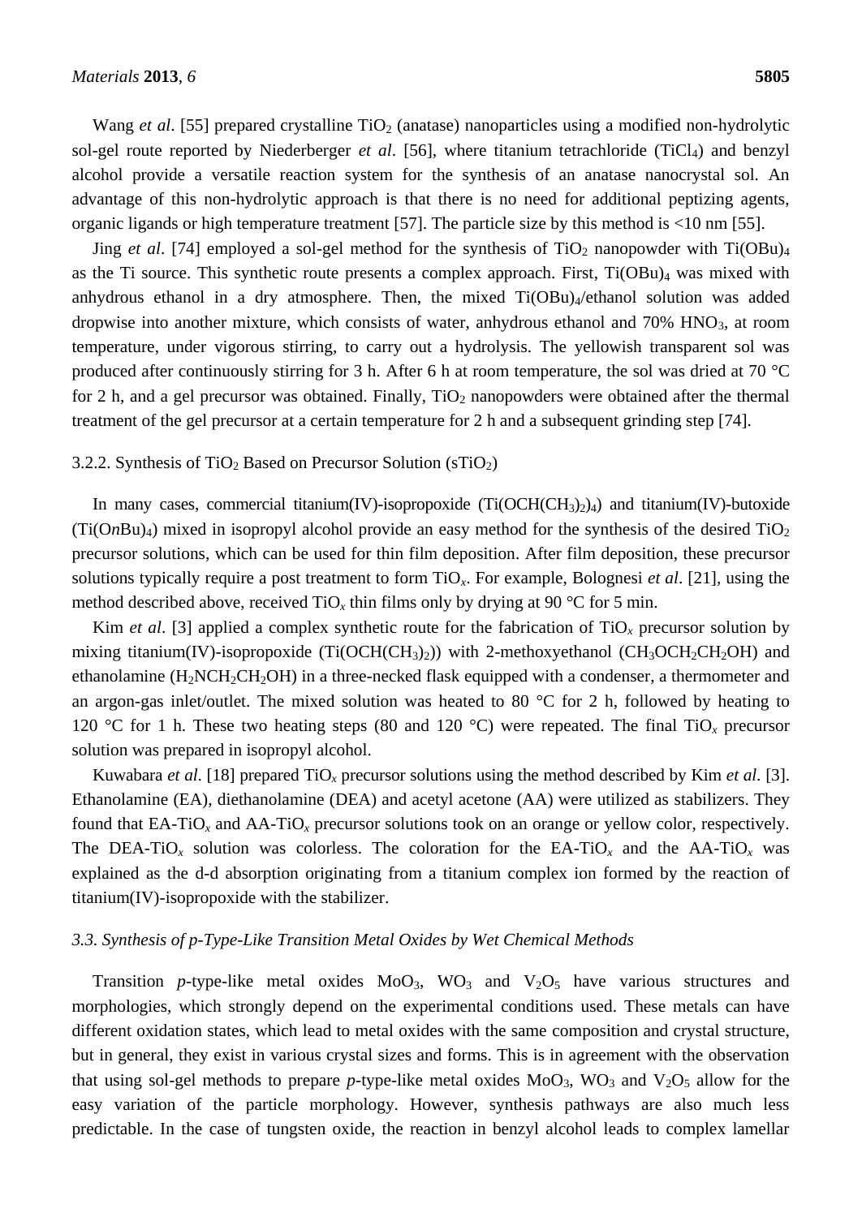Wang *et al*. [55] prepared crystalline $TiO_2$ (anatase) nanoparticles using a modified non-hydrolytic sol-gel route reported by Niederberger *et al*. [56], where titanium tetrachloride ($TiCl_4$) and benzyl alcohol provide a versatile reaction system for the synthesis of an anatase nanocrystal sol. An advantage of this non-hydrolytic approach is that there is no need for additional peptizing agents, organic ligands or high temperature treatment [57]. The particle size by this method is <10 nm [55].

Jing *et al*. [74] employed a sol-gel method for the synthesis of $TiO_2$ nanopowder with $Ti(OBu)_4$ as the Ti source. This synthetic route presents a complex approach. First, $Ti(OBu)_4$ was mixed with anhydrous ethanol in a dry atmosphere. Then, the mixed $Ti(OBu)_4$/ethanol solution was added dropwise into another mixture, which consists of water, anhydrous ethanol and 70% $HNO_3$, at room temperature, under vigorous stirring, to carry out a hydrolysis. The yellowish transparent sol was produced after continuously stirring for 3 h. After 6 h at room temperature, the sol was dried at 70 °C for 2 h, and a gel precursor was obtained. Finally, $TiO_2$ nanopowders were obtained after the thermal treatment of the gel precursor at a certain temperature for 2 h and a subsequent grinding step [74].

#### 3.2.2. Synthesis of $TiO_2$ Based on Precursor Solution (s$TiO_2$)

In many cases, commercial titanium(IV)-isopropoxide ($Ti(OCH(CH_3)_2)_4$) and titanium(IV)-butoxide ($Ti(O\textit{n}Bu)_4$) mixed in isopropyl alcohol provide an easy method for the synthesis of the desired $TiO_2$ precursor solutions, which can be used for thin film deposition. After film deposition, these precursor solutions typically require a post treatment to form $TiO_x$. For example, Bolognesi *et al*. [21], using the method described above, received $TiO_x$ thin films only by drying at 90 °C for 5 min.

Kim *et al*. [3] applied a complex synthetic route for the fabrication of $TiO_x$ precursor solution by mixing titanium(IV)-isopropoxide ($Ti(OCH(CH_3)_2)$) with 2-methoxyethanol ($CH_3OCH_2CH_2OH$) and ethanolamine ($H_2NCH_2CH_2OH$) in a three-necked flask equipped with a condenser, a thermometer and an argon-gas inlet/outlet. The mixed solution was heated to 80 °C for 2 h, followed by heating to 120 °C for 1 h. These two heating steps (80 and 120 °C) were repeated. The final $TiO_x$ precursor solution was prepared in isopropyl alcohol.

Kuwabara *et al*. [18] prepared $TiO_x$ precursor solutions using the method described by Kim *et al*. [3]. Ethanolamine (EA), diethanolamine (DEA) and acetyl acetone (AA) were utilized as stabilizers. They found that EA-$TiO_x$ and AA-$TiO_x$ precursor solutions took on an orange or yellow color, respectively. The DEA-$TiO_x$ solution was colorless. The coloration for the EA-$TiO_x$ and the AA-$TiO_x$ was explained as the d-d absorption originating from a titanium complex ion formed by the reaction of titanium(IV)-isopropoxide with the stabilizer.

### *3.3. Synthesis of p-Type-Like Transition Metal Oxides by Wet Chemical Methods*

Transition *p*-type-like metal oxides $MoO_3$, $WO_3$ and $V_2O_5$ have various structures and morphologies, which strongly depend on the experimental conditions used. These metals can have different oxidation states, which lead to metal oxides with the same composition and crystal structure, but in general, they exist in various crystal sizes and forms. This is in agreement with the observation that using sol-gel methods to prepare *p*-type-like metal oxides $MoO_3$, $WO_3$ and $V_2O_5$ allow for the easy variation of the particle morphology. However, synthesis pathways are also much less predictable. In the case of tungsten oxide, the reaction in benzyl alcohol leads to complex lamellar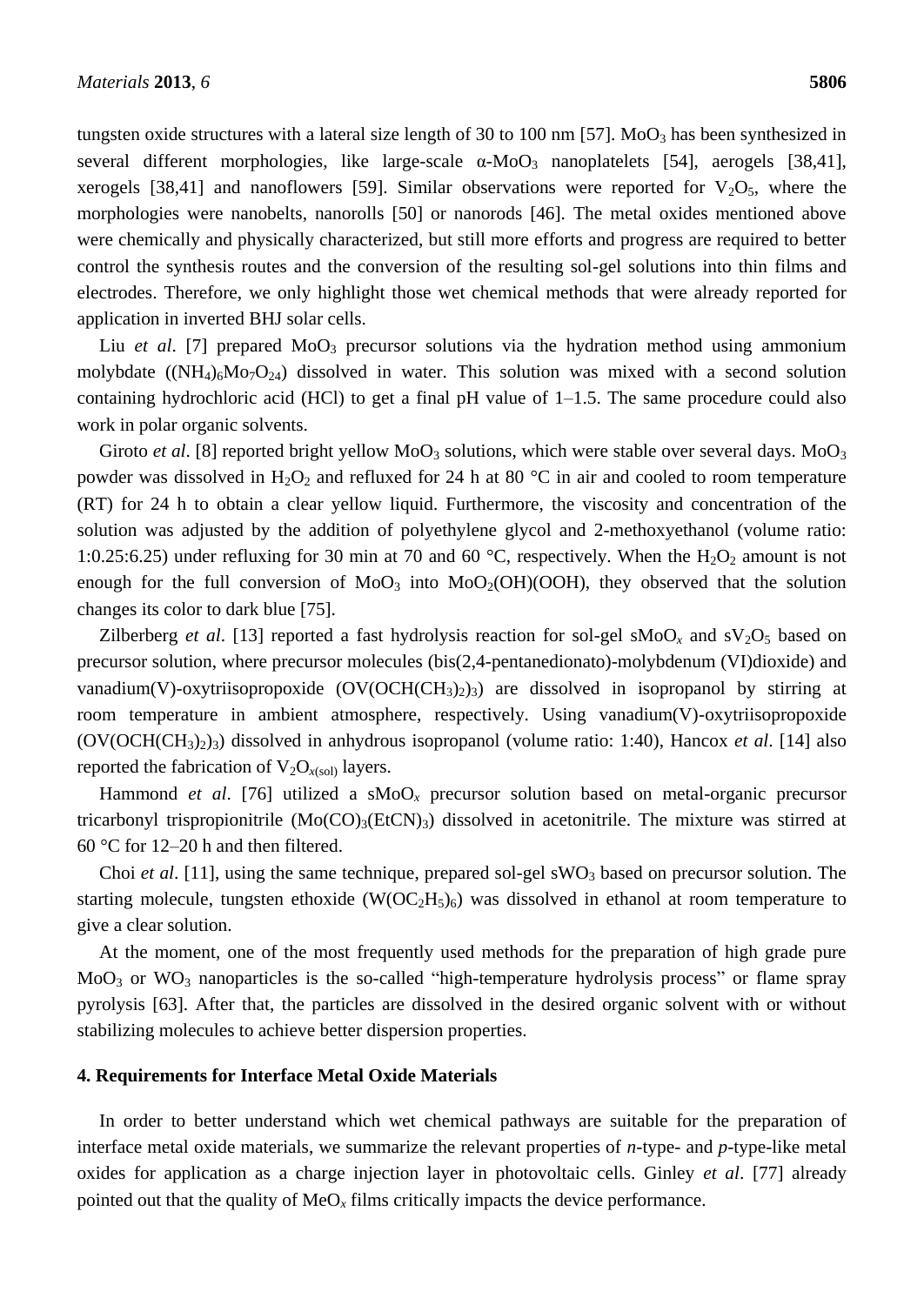tungsten oxide structures with a lateral size length of 30 to 100 nm [57]. $MoO_3$ has been synthesized in several different morphologies, like large-scale α-$MoO_3$ nanoplatelets [54], aerogels [38,41], xerogels [38,41] and nanoflowers [59]. Similar observations were reported for $V_2O_5$, where the morphologies were nanobelts, nanorolls [50] or nanorods [46]. The metal oxides mentioned above were chemically and physically characterized, but still more efforts and progress are required to better control the synthesis routes and the conversion of the resulting sol-gel solutions into thin films and electrodes. Therefore, we only highlight those wet chemical methods that were already reported for application in inverted BHJ solar cells.

Liu *et al*. [7] prepared $MoO_3$ precursor solutions via the hydration method using ammonium molybdate ($(NH_4)_6Mo_7O_{24}$) dissolved in water. This solution was mixed with a second solution containing hydrochloric acid (HCl) to get a final pH value of 1–1.5. The same procedure could also work in polar organic solvents.

Giroto *et al*. [8] reported bright yellow $MoO_3$ solutions, which were stable over several days. $MoO_3$ powder was dissolved in $H_2O_2$ and refluxed for 24 h at 80 °C in air and cooled to room temperature (RT) for 24 h to obtain a clear yellow liquid. Furthermore, the viscosity and concentration of the solution was adjusted by the addition of polyethylene glycol and 2-methoxyethanol (volume ratio: 1:0.25:6.25) under refluxing for 30 min at 70 and 60 °C, respectively. When the $H_2O_2$ amount is not enough for the full conversion of $MoO_3$ into $MoO_2(OH)(OOH)$, they observed that the solution changes its color to dark blue [75].

Zilberberg *et al*. [13] reported a fast hydrolysis reaction for sol-gel s$MoO_x$ and s$V_2O_5$ based on precursor solution, where precursor molecules (bis(2,4-pentanedionato)-molybdenum (VI)dioxide) and vanadium(V)-oxytriisopropoxide ($OV(OCH(CH_3)_2)_3$) are dissolved in isopropanol by stirring at room temperature in ambient atmosphere, respectively. Using vanadium(V)-oxytriisopropoxide ($OV(OCH(CH_3)_2)_3$) dissolved in anhydrous isopropanol (volume ratio: 1:40), Hancox *et al*. [14] also reported the fabrication of $V_2O_{x(sol)}$ layers.

Hammond *et al*. [76] utilized a s$MoO_x$ precursor solution based on metal-organic precursor tricarbonyl trispropionitrile ($Mo(CO)_3(EtCN)_3$) dissolved in acetonitrile. The mixture was stirred at 60 °C for 12–20 h and then filtered.

Choi *et al*. [11], using the same technique, prepared sol-gel s$WO_3$ based on precursor solution. The starting molecule, tungsten ethoxide ($W(OC_2H_5)_6$) was dissolved in ethanol at room temperature to give a clear solution.

At the moment, one of the most frequently used methods for the preparation of high grade pure $MoO_3$ or $WO_3$ nanoparticles is the so-called "high-temperature hydrolysis process" or flame spray pyrolysis [63]. After that, the particles are dissolved in the desired organic solvent with or without stabilizing molecules to achieve better dispersion properties.

## 4. Requirements for Interface Metal Oxide Materials

In order to better understand which wet chemical pathways are suitable for the preparation of interface metal oxide materials, we summarize the relevant properties of *n*-type- and *p*-type-like metal oxides for application as a charge injection layer in photovoltaic cells. Ginley *et al*. [77] already pointed out that the quality of $MeO_x$ films critically impacts the device performance.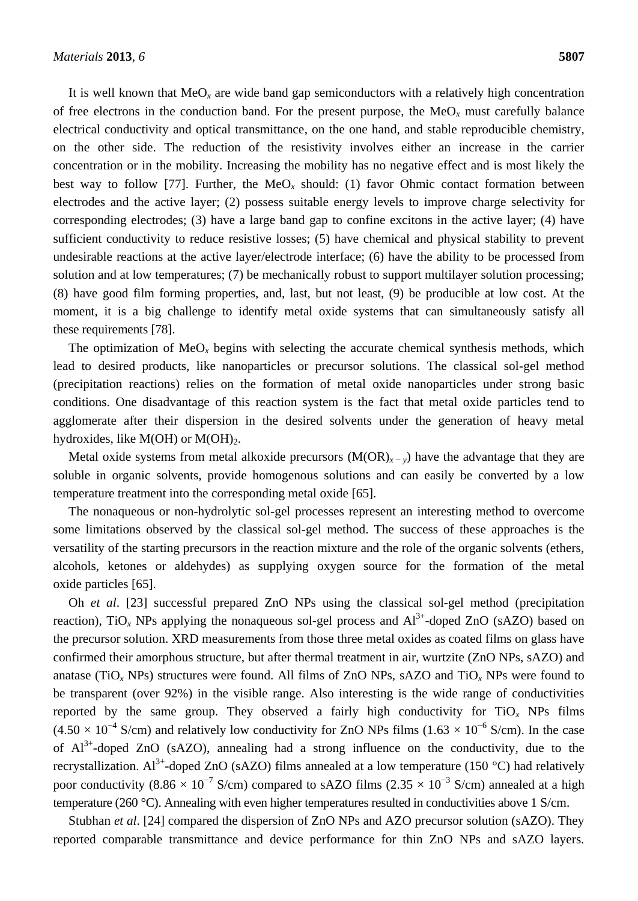It is well known that $MeO_x$ are wide band gap semiconductors with a relatively high concentration of free electrons in the conduction band. For the present purpose, the $MeO_x$ must carefully balance electrical conductivity and optical transmittance, on the one hand, and stable reproducible chemistry, on the other side. The reduction of the resistivity involves either an increase in the carrier concentration or in the mobility. Increasing the mobility has no negative effect and is most likely the best way to follow [77]. Further, the $MeO_x$ should: (1) favor Ohmic contact formation between electrodes and the active layer; (2) possess suitable energy levels to improve charge selectivity for corresponding electrodes; (3) have a large band gap to confine excitons in the active layer; (4) have sufficient conductivity to reduce resistive losses; (5) have chemical and physical stability to prevent undesirable reactions at the active layer/electrode interface; (6) have the ability to be processed from solution and at low temperatures; (7) be mechanically robust to support multilayer solution processing; (8) have good film forming properties, and, last, but not least, (9) be producible at low cost. At the moment, it is a big challenge to identify metal oxide systems that can simultaneously satisfy all these requirements [78].

The optimization of $MeO_x$ begins with selecting the accurate chemical synthesis methods, which lead to desired products, like nanoparticles or precursor solutions. The classical sol-gel method (precipitation reactions) relies on the formation of metal oxide nanoparticles under strong basic conditions. One disadvantage of this reaction system is the fact that metal oxide particles tend to agglomerate after their dispersion in the desired solvents under the generation of heavy metal hydroxides, like M(OH) or $M(OH)_2$.

Metal oxide systems from metal alkoxide precursors ($M(OR)_{x-y}$) have the advantage that they are soluble in organic solvents, provide homogenous solutions and can easily be converted by a low temperature treatment into the corresponding metal oxide [65].

The nonaqueous or non-hydrolytic sol-gel processes represent an interesting method to overcome some limitations observed by the classical sol-gel method. The success of these approaches is the versatility of the starting precursors in the reaction mixture and the role of the organic solvents (ethers, alcohols, ketones or aldehydes) as supplying oxygen source for the formation of the metal oxide particles [65].

Oh *et al*. [23] successful prepared ZnO NPs using the classical sol-gel method (precipitation reaction), $TiO_x$ NPs applying the nonaqueous sol-gel process and $Al^{3+}$-doped ZnO (sAZO) based on the precursor solution. XRD measurements from those three metal oxides as coated films on glass have confirmed their amorphous structure, but after thermal treatment in air, wurtzite (ZnO NPs, sAZO) and anatase ($TiO_x$ NPs) structures were found. All films of ZnO NPs, sAZO and $TiO_x$ NPs were found to be transparent (over 92%) in the visible range. Also interesting is the wide range of conductivities reported by the same group. They observed a fairly high conductivity for $TiO_x$ NPs films ($4.50 \times 10^{-4}$ S/cm) and relatively low conductivity for ZnO NPs films ($1.63 \times 10^{-6}$ S/cm). In the case of $Al^{3+}$-doped ZnO (sAZO), annealing had a strong influence on the conductivity, due to the recrystallization. $Al^{3+}$-doped ZnO (sAZO) films annealed at a low temperature (150 °C) had relatively poor conductivity ($8.86 \times 10^{-7}$ S/cm) compared to sAZO films ($2.35 \times 10^{-3}$ S/cm) annealed at a high temperature (260 °C). Annealing with even higher temperatures resulted in conductivities above 1 S/cm.

Stubhan *et al*. [24] compared the dispersion of ZnO NPs and AZO precursor solution (sAZO). They reported comparable transmittance and device performance for thin ZnO NPs and sAZO layers.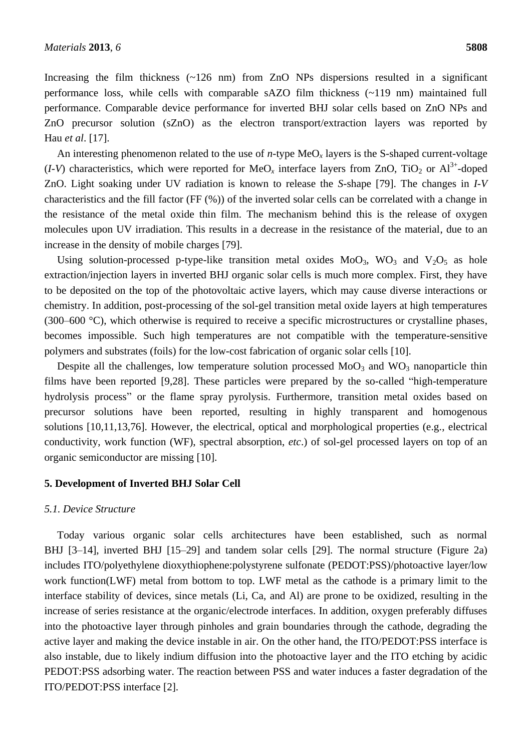Increasing the film thickness (~126 nm) from ZnO NPs dispersions resulted in a significant performance loss, while cells with comparable sAZO film thickness (~119 nm) maintained full performance. Comparable device performance for inverted BHJ solar cells based on ZnO NPs and ZnO precursor solution (sZnO) as the electron transport/extraction layers was reported by Hau *et al*. [17].

An interesting phenomenon related to the use of *n*-type $MeO_x$ layers is the S-shaped current-voltage (*I-V*) characteristics, which were reported for $MeO_x$ interface layers from ZnO, $TiO_2$ or $Al^{3+}$-doped ZnO. Light soaking under UV radiation is known to release the *S*-shape [79]. The changes in *I-V* characteristics and the fill factor (FF (%)) of the inverted solar cells can be correlated with a change in the resistance of the metal oxide thin film. The mechanism behind this is the release of oxygen molecules upon UV irradiation. This results in a decrease in the resistance of the material, due to an increase in the density of mobile charges [79].

Using solution-processed p-type-like transition metal oxides $MoO_3$, $WO_3$ and $V_2O_5$ as hole extraction/injection layers in inverted BHJ organic solar cells is much more complex. First, they have to be deposited on the top of the photovoltaic active layers, which may cause diverse interactions or chemistry. In addition, post-processing of the sol-gel transition metal oxide layers at high temperatures (300–600 °C), which otherwise is required to receive a specific microstructures or crystalline phases, becomes impossible. Such high temperatures are not compatible with the temperature-sensitive polymers and substrates (foils) for the low-cost fabrication of organic solar cells [10].

Despite all the challenges, low temperature solution processed $MoO_3$ and $WO_3$ nanoparticle thin films have been reported [9,28]. These particles were prepared by the so-called "high-temperature hydrolysis process" or the flame spray pyrolysis. Furthermore, transition metal oxides based on precursor solutions have been reported, resulting in highly transparent and homogenous solutions [10,11,13,76]. However, the electrical, optical and morphological properties (e.g., electrical conductivity, work function (WF), spectral absorption, *etc*.) of sol-gel processed layers on top of an organic semiconductor are missing [10].

## 5. Development of Inverted BHJ Solar Cell

### *5.1. Device Structure*

Today various organic solar cells architectures have been established, such as normal BHJ [3–14], inverted BHJ [15–29] and tandem solar cells [29]. The normal structure (Figure 2a) includes ITO/polyethylene dioxythiophene:polystyrene sulfonate (PEDOT:PSS)/photoactive layer/low work function(LWF) metal from bottom to top. LWF metal as the cathode is a primary limit to the interface stability of devices, since metals (Li, Ca, and Al) are prone to be oxidized, resulting in the increase of series resistance at the organic/electrode interfaces. In addition, oxygen preferably diffuses into the photoactive layer through pinholes and grain boundaries through the cathode, degrading the active layer and making the device instable in air. On the other hand, the ITO/PEDOT:PSS interface is also instable, due to likely indium diffusion into the photoactive layer and the ITO etching by acidic PEDOT:PSS adsorbing water. The reaction between PSS and water induces a faster degradation of the ITO/PEDOT:PSS interface [2].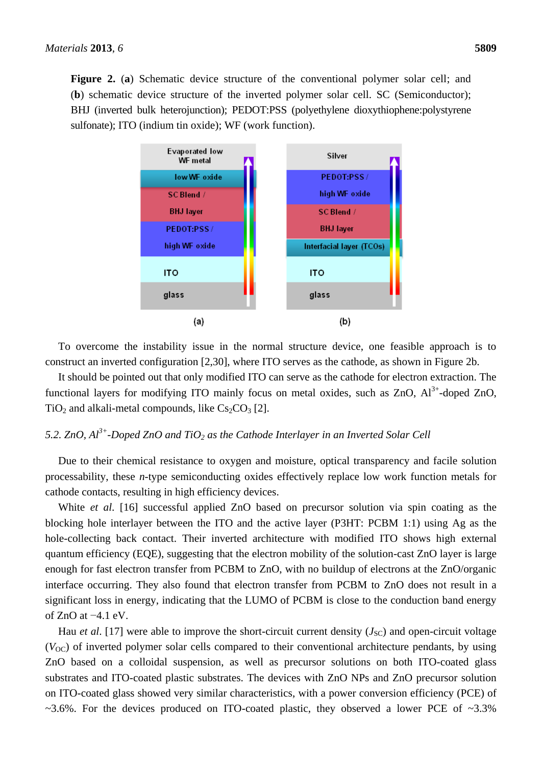**Figure 2.** (**a**) Schematic device structure of the conventional polymer solar cell; and (**b**) schematic device structure of the inverted polymer solar cell. SC (Semiconductor); BHJ (inverted bulk heterojunction); PEDOT:PSS (polyethylene dioxythiophene:polystyrene sulfonate); ITO (indium tin oxide); WF (work function).

To overcome the instability issue in the normal structure device, one feasible approach is to construct an inverted configuration [2,30], where ITO serves as the cathode, as shown in Figure 2b.

It should be pointed out that only modified ITO can serve as the cathode for electron extraction. The functional layers for modifying ITO mainly focus on metal oxides, such as ZnO, $Al^{3+}$-doped ZnO, $TiO_2$ and alkali-metal compounds, like $Cs_2CO_3$ [2].

### *5.2. ZnO, $Al^{3+}$-Doped ZnO and $TiO_2$ as the Cathode Interlayer in an Inverted Solar Cell*

Due to their chemical resistance to oxygen and moisture, optical transparency and facile solution processability, these *n*-type semiconducting oxides effectively replace low work function metals for cathode contacts, resulting in high efficiency devices.

White *et al.* [16] successful applied ZnO based on precursor solution via spin coating as the blocking hole interlayer between the ITO and the active layer (P3HT: PCBM 1:1) using Ag as the hole-collecting back contact. Their inverted architecture with modified ITO shows high external quantum efficiency (EQE), suggesting that the electron mobility of the solution-cast ZnO layer is large enough for fast electron transfer from PCBM to ZnO, with no buildup of electrons at the ZnO/organic interface occurring. They also found that electron transfer from PCBM to ZnO does not result in a significant loss in energy, indicating that the LUMO of PCBM is close to the conduction band energy of ZnO at −4.1 eV.

Hau *et al.* [17] were able to improve the short-circuit current density ($J_{SC}$) and open-circuit voltage ($V_{OC}$) of inverted polymer solar cells compared to their conventional architecture pendants, by using ZnO based on a colloidal suspension, as well as precursor solutions on both ITO-coated glass substrates and ITO-coated plastic substrates. The devices with ZnO NPs and ZnO precursor solution on ITO-coated glass showed very similar characteristics, with a power conversion efficiency (PCE) of ~3.6%. For the devices produced on ITO-coated plastic, they observed a lower PCE of ~3.3%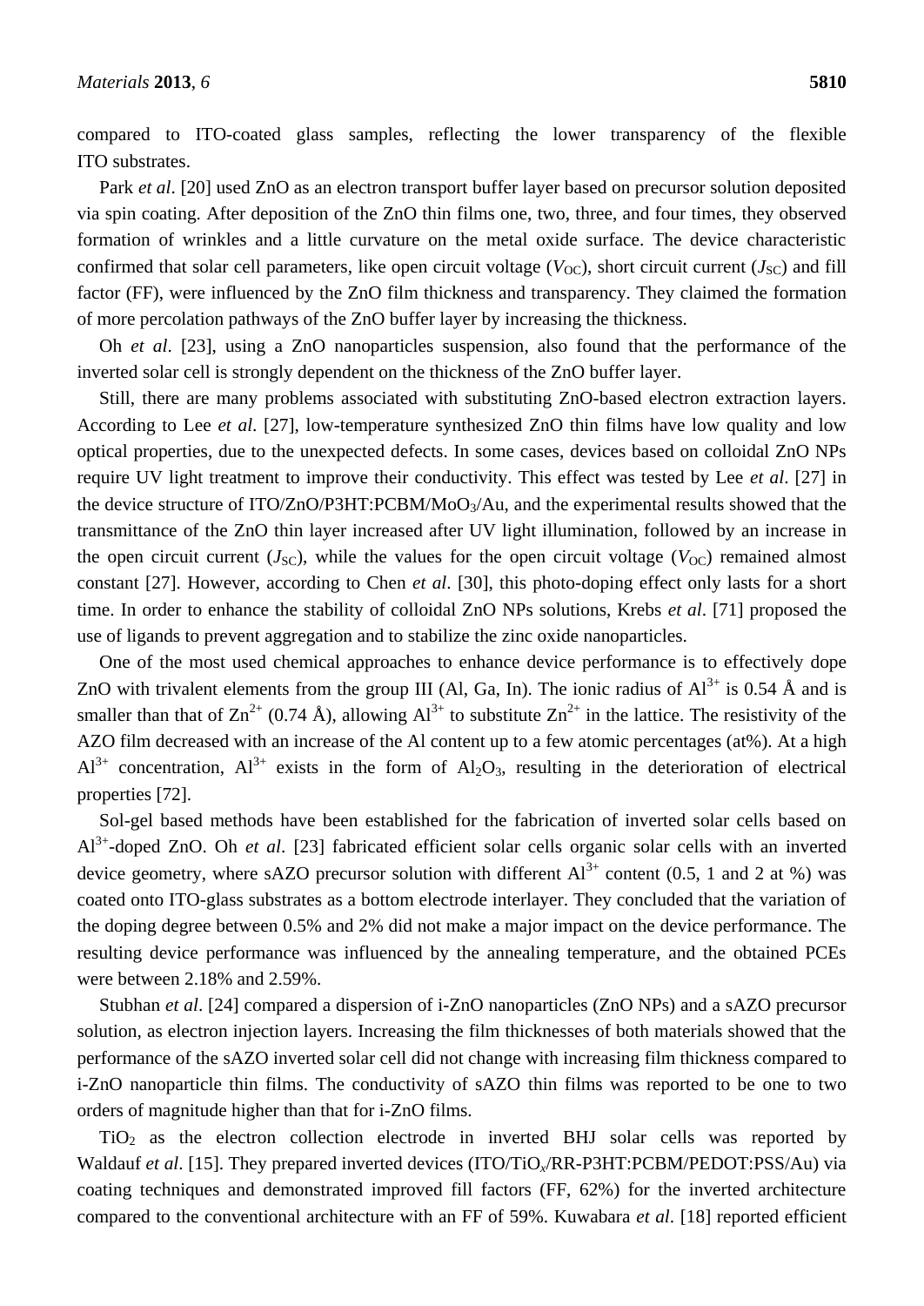compared to ITO-coated glass samples, reflecting the lower transparency of the flexible ITO substrates.

Park *et al*. [20] used ZnO as an electron transport buffer layer based on precursor solution deposited via spin coating. After deposition of the ZnO thin films one, two, three, and four times, they observed formation of wrinkles and a little curvature on the metal oxide surface. The device characteristic confirmed that solar cell parameters, like open circuit voltage ($V_{OC}$), short circuit current ($J_{SC}$) and fill factor (FF), were influenced by the ZnO film thickness and transparency. They claimed the formation of more percolation pathways of the ZnO buffer layer by increasing the thickness.

Oh *et al*. [23], using a ZnO nanoparticles suspension, also found that the performance of the inverted solar cell is strongly dependent on the thickness of the ZnO buffer layer.

Still, there are many problems associated with substituting ZnO-based electron extraction layers. According to Lee *et al*. [27], low-temperature synthesized ZnO thin films have low quality and low optical properties, due to the unexpected defects. In some cases, devices based on colloidal ZnO NPs require UV light treatment to improve their conductivity. This effect was tested by Lee *et al*. [27] in the device structure of ITO/ZnO/P3HT:PCBM/$MoO_3$/Au, and the experimental results showed that the transmittance of the ZnO thin layer increased after UV light illumination, followed by an increase in the open circuit current ($J_{SC}$), while the values for the open circuit voltage ($V_{OC}$) remained almost constant [27]. However, according to Chen *et al*. [30], this photo-doping effect only lasts for a short time. In order to enhance the stability of colloidal ZnO NPs solutions, Krebs *et al*. [71] proposed the use of ligands to prevent aggregation and to stabilize the zinc oxide nanoparticles.

One of the most used chemical approaches to enhance device performance is to effectively dope ZnO with trivalent elements from the group III (Al, Ga, In). The ionic radius of $Al^{3+}$ is 0.54 Å and is smaller than that of $Zn^{2+}$ (0.74 Å), allowing $Al^{3+}$ to substitute $Zn^{2+}$ in the lattice. The resistivity of the AZO film decreased with an increase of the Al content up to a few atomic percentages (at%). At a high $Al^{3+}$ concentration, $Al^{3+}$ exists in the form of $Al_2O_3$, resulting in the deterioration of electrical properties [72].

Sol-gel based methods have been established for the fabrication of inverted solar cells based on $Al^{3+}$-doped ZnO. Oh *et al*. [23] fabricated efficient solar cells organic solar cells with an inverted device geometry, where sAZO precursor solution with different $Al^{3+}$ content (0.5, 1 and 2 at %) was coated onto ITO-glass substrates as a bottom electrode interlayer. They concluded that the variation of the doping degree between 0.5% and 2% did not make a major impact on the device performance. The resulting device performance was influenced by the annealing temperature, and the obtained PCEs were between 2.18% and 2.59%.

Stubhan *et al*. [24] compared a dispersion of i-ZnO nanoparticles (ZnO NPs) and a sAZO precursor solution, as electron injection layers. Increasing the film thicknesses of both materials showed that the performance of the sAZO inverted solar cell did not change with increasing film thickness compared to i-ZnO nanoparticle thin films. The conductivity of sAZO thin films was reported to be one to two orders of magnitude higher than that for i-ZnO films.

$TiO_2$ as the electron collection electrode in inverted BHJ solar cells was reported by Waldauf *et al*. [15]. They prepared inverted devices (ITO/$TiO_x$/RR-P3HT:PCBM/PEDOT:PSS/Au) via coating techniques and demonstrated improved fill factors (FF, 62%) for the inverted architecture compared to the conventional architecture with an FF of 59%. Kuwabara *et al*. [18] reported efficient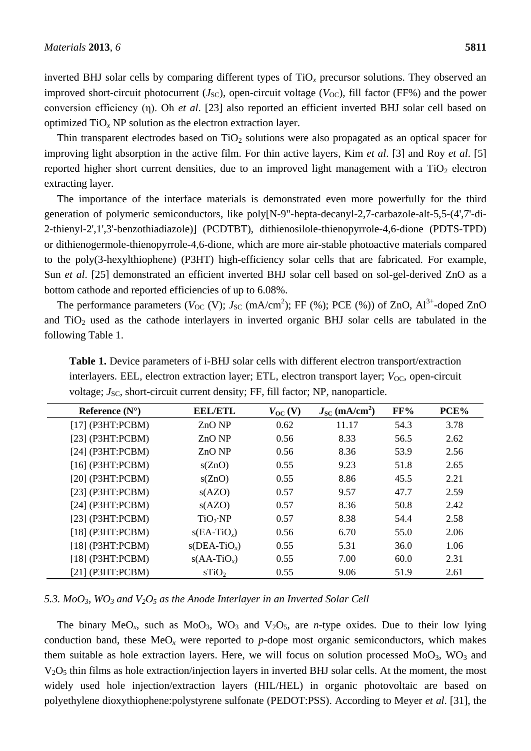inverted BHJ solar cells by comparing different types of $TiO_x$ precursor solutions. They observed an improved short-circuit photocurrent ($J_{SC}$), open-circuit voltage ($V_{OC}$), fill factor (FF%) and the power conversion efficiency (η). Oh *et al*. [23] also reported an efficient inverted BHJ solar cell based on optimized $TiO_x$ NP solution as the electron extraction layer.

Thin transparent electrodes based on $TiO_2$ solutions were also propagated as an optical spacer for improving light absorption in the active film. For thin active layers, Kim *et al*. [3] and Roy *et al*. [5] reported higher short current densities, due to an improved light management with a $TiO_2$ electron extracting layer.

The importance of the interface materials is demonstrated even more powerfully for the third generation of polymeric semiconductors, like poly[N-9''-hepta-decanyl-2,7-carbazole-alt-5,5-(4',7'-di-2-thienyl-2',1',3'-benzothiadiazole)] (PCDTBT), dithienosilole-thienopyrrole-4,6-dione (PDTS-TPD) or dithienogermole-thienopyrrole-4,6-dione, which are more air-stable photoactive materials compared to the poly(3-hexylthiophene) (P3HT) high-efficiency solar cells that are fabricated. For example, Sun *et al*. [25] demonstrated an efficient inverted BHJ solar cell based on sol-gel-derived ZnO as a bottom cathode and reported efficiencies of up to 6.08%.

The performance parameters ($V_{OC}$ (V); $J_{SC}$ (mA/cm$^2$); FF (%); PCE (%)) of ZnO, $Al^{3+}$-doped ZnO and $TiO_2$ used as the cathode interlayers in inverted organic BHJ solar cells are tabulated in the following Table 1.

**Table 1.** Device parameters of i-BHJ solar cells with different electron transport/extraction interlayers. EEL, electron extraction layer; ETL, electron transport layer; $V_{OC}$, open-circuit voltage; $J_{SC}$, short-circuit current density; FF, fill factor; NP, nanoparticle.

| Reference (N°) | EEL/ETL | $V_{OC}$ (V) | $J_{SC}$ (mA/cm$^2$) | FF% | PCE% |
|---|---|---|---|---|---|
| [17] (P3HT:PCBM) | ZnO NP | 0.62 | 11.17 | 54.3 | 3.78 |
| [23] (P3HT:PCBM) | ZnO NP | 0.56 | 8.33 | 56.5 | 2.62 |
| [24] (P3HT:PCBM) | ZnO NP | 0.56 | 8.36 | 53.9 | 2.56 |
| [16] (P3HT:PCBM) | s(ZnO) | 0.55 | 9.23 | 51.8 | 2.65 |
| [20] (P3HT:PCBM) | s(ZnO) | 0.55 | 8.86 | 45.5 | 2.21 |
| [23] (P3HT:PCBM) | s(AZO) | 0.57 | 9.57 | 47.7 | 2.59 |
| [24] (P3HT:PCBM) | s(AZO) | 0.57 | 8.36 | 50.8 | 2.42 |
| [23] (P3HT:PCBM) | $TiO_2$·NP | 0.57 | 8.38 | 54.4 | 2.58 |
| [18] (P3HT:PCBM) | s(EA-$TiO_x$) | 0.56 | 6.70 | 55.0 | 2.06 |
| [18] (P3HT:PCBM) | s(DEA-$TiO_x$) | 0.55 | 5.31 | 36.0 | 1.06 |
| [18] (P3HT:PCBM) | s(AA-$TiO_x$) | 0.55 | 7.00 | 60.0 | 2.31 |
| [21] (P3HT:PCBM) | s$TiO_2$ | 0.55 | 9.06 | 51.9 | 2.61 |

### *5.3. $MoO_3$, $WO_3$ and $V_2O_5$ as the Anode Interlayer in an Inverted Solar Cell*

The binary $MeO_x$, such as $MoO_3$, $WO_3$ and $V_2O_5$, are *n*-type oxides. Due to their low lying conduction band, these $MeO_x$ were reported to *p*-dope most organic semiconductors, which makes them suitable as hole extraction layers. Here, we will focus on solution processed $MoO_3$, $WO_3$ and $V_2O_5$ thin films as hole extraction/injection layers in inverted BHJ solar cells. At the moment, the most widely used hole injection/extraction layers (HIL/HEL) in organic photovoltaic are based on polyethylene dioxythiophene:polystyrene sulfonate (PEDOT:PSS). According to Meyer *et al*. [31], the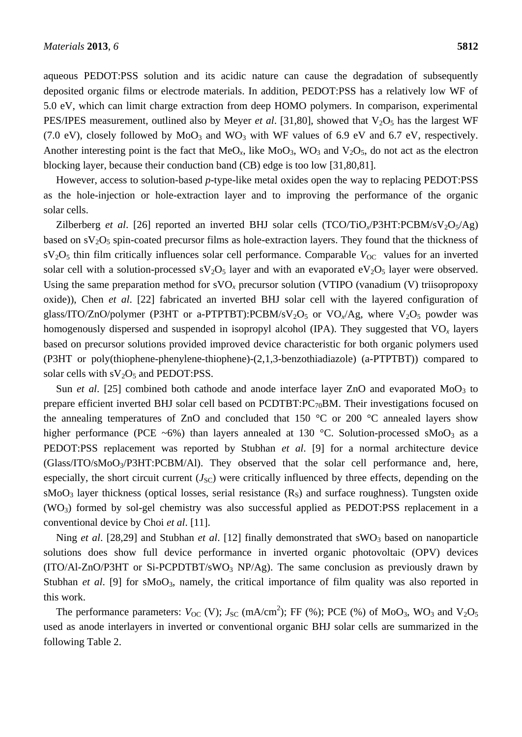aqueous PEDOT:PSS solution and its acidic nature can cause the degradation of subsequently deposited organic films or electrode materials. In addition, PEDOT:PSS has a relatively low WF of 5.0 eV, which can limit charge extraction from deep HOMO polymers. In comparison, experimental PES/IPES measurement, outlined also by Meyer *et al*. [31,80], showed that $V_2O_5$ has the largest WF (7.0 eV), closely followed by $MoO_3$ and $WO_3$ with WF values of 6.9 eV and 6.7 eV, respectively. Another interesting point is the fact that $MeO_x$, like $MoO_3$, $WO_3$ and $V_2O_5$, do not act as the electron blocking layer, because their conduction band (CB) edge is too low [31,80,81].

However, access to solution-based *p*-type-like metal oxides open the way to replacing PEDOT:PSS as the hole-injection or hole-extraction layer and to improving the performance of the organic solar cells.

Zilberberg *et al*. [26] reported an inverted BHJ solar cells (TCO/$TiO_x$/P3HT:PCBM/$sV_2O_5$/Ag) based on $sV_2O_5$ spin-coated precursor films as hole-extraction layers. They found that the thickness of $sV_2O_5$ thin film critically influences solar cell performance. Comparable $V_{OC}$ values for an inverted solar cell with a solution-processed $sV_2O_5$ layer and with an evaporated $eV_2O_5$ layer were observed. Using the same preparation method for $sVO_x$ precursor solution (VTIPO (vanadium (V) triisopropoxy oxide)), Chen *et al*. [22] fabricated an inverted BHJ solar cell with the layered configuration of glass/ITO/ZnO/polymer (P3HT or a-PTPTBT):PCBM/$sV_2O_5$ or $VO_x$/Ag, where $V_2O_5$ powder was homogenously dispersed and suspended in isopropyl alcohol (IPA). They suggested that $VO_x$ layers based on precursor solutions provided improved device characteristic for both organic polymers used (P3HT or poly(thiophene-phenylene-thiophene)-(2,1,3-benzothiadiazole) (a-PTPTBT)) compared to solar cells with $sV_2O_5$ and PEDOT:PSS.

Sun *et al*. [25] combined both cathode and anode interface layer ZnO and evaporated $MoO_3$ to prepare efficient inverted BHJ solar cell based on PCDTBT:$PC_{70}$BM. Their investigations focused on the annealing temperatures of ZnO and concluded that 150 °C or 200 °C annealed layers show higher performance (PCE ~6%) than layers annealed at 130 °C. Solution-processed $sMoO_3$ as a PEDOT:PSS replacement was reported by Stubhan *et al*. [9] for a normal architecture device (Glass/ITO/$sMoO_3$/P3HT:PCBM/Al). They observed that the solar cell performance and, here, especially, the short circuit current ($J_{SC}$) were critically influenced by three effects, depending on the $sMoO_3$ layer thickness (optical losses, serial resistance ($R_S$) and surface roughness). Tungsten oxide ($WO_3$) formed by sol-gel chemistry was also successful applied as PEDOT:PSS replacement in a conventional device by Choi *et al*. [11].

Ning *et al*. [28,29] and Stubhan *et al*. [12] finally demonstrated that $sWO_3$ based on nanoparticle solutions does show full device performance in inverted organic photovoltaic (OPV) devices (ITO/Al-ZnO/P3HT or Si-PCPDTBT/$sWO_3$ NP/Ag). The same conclusion as previously drawn by Stubhan *et al*. [9] for $sMoO_3$, namely, the critical importance of film quality was also reported in this work.

The performance parameters: $V_{OC}$ (V); $J_{SC}$ (mA/cm$^2$); FF (%); PCE (%) of $MoO_3$, $WO_3$ and $V_2O_5$ used as anode interlayers in inverted or conventional organic BHJ solar cells are summarized in the following Table 2.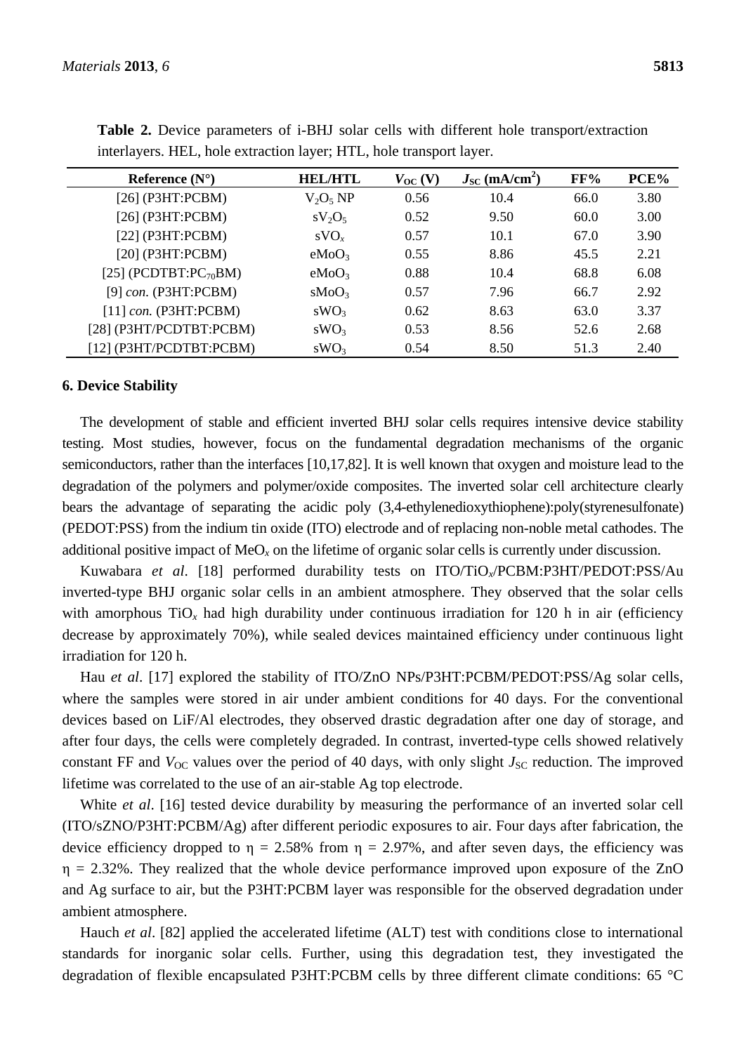**Table 2.** Device parameters of i-BHJ solar cells with different hole transport/extraction interlayers. HEL, hole extraction layer; HTL, hole transport layer.

| Reference (N°) | HEL/HTL | $V_{OC}$ (V) | $J_{SC}$ (mA/cm$^2$) | FF% | PCE% |
|---|---|---|---|---|---|
| [26] (P3HT:PCBM) | $V_2O_5$ NP | 0.56 | 10.4 | 66.0 | 3.80 |
| [26] (P3HT:PCBM) | s$V_2O_5$ | 0.52 | 9.50 | 60.0 | 3.00 |
| [22] (P3HT:PCBM) | s$VO_x$ | 0.57 | 10.1 | 67.0 | 3.90 |
| [20] (P3HT:PCBM) | e$MoO_3$ | 0.55 | 8.86 | 45.5 | 2.21 |
| [25] (PCDTBT:PC$_{70}$BM) | e$MoO_3$ | 0.88 | 10.4 | 68.8 | 6.08 |
| [9] *con.* (P3HT:PCBM) | s$MoO_3$ | 0.57 | 7.96 | 66.7 | 2.92 |
| [11] *con.* (P3HT:PCBM) | s$WO_3$ | 0.62 | 8.63 | 63.0 | 3.37 |
| [28] (P3HT/PCDTBT:PCBM) | s$WO_3$ | 0.53 | 8.56 | 52.6 | 2.68 |
| [12] (P3HT/PCDTBT:PCBM) | s$WO_3$ | 0.54 | 8.50 | 51.3 | 2.40 |

## 6. Device Stability

The development of stable and efficient inverted BHJ solar cells requires intensive device stability testing. Most studies, however, focus on the fundamental degradation mechanisms of the organic semiconductors, rather than the interfaces [10,17,82]. It is well known that oxygen and moisture lead to the degradation of the polymers and polymer/oxide composites. The inverted solar cell architecture clearly bears the advantage of separating the acidic poly (3,4-ethylenedioxythiophene):poly(styrenesulfonate) (PEDOT:PSS) from the indium tin oxide (ITO) electrode and of replacing non-noble metal cathodes. The additional positive impact of $MeO_x$ on the lifetime of organic solar cells is currently under discussion.

Kuwabara *et al*. [18] performed durability tests on ITO/$TiO_x$/PCBM:P3HT/PEDOT:PSS/Au inverted-type BHJ organic solar cells in an ambient atmosphere. They observed that the solar cells with amorphous $TiO_x$ had high durability under continuous irradiation for 120 h in air (efficiency decrease by approximately 70%), while sealed devices maintained efficiency under continuous light irradiation for 120 h.

Hau *et al*. [17] explored the stability of ITO/ZnO NPs/P3HT:PCBM/PEDOT:PSS/Ag solar cells, where the samples were stored in air under ambient conditions for 40 days. For the conventional devices based on LiF/Al electrodes, they observed drastic degradation after one day of storage, and after four days, the cells were completely degraded. In contrast, inverted-type cells showed relatively constant FF and $V_{OC}$ values over the period of 40 days, with only slight $J_{SC}$ reduction. The improved lifetime was correlated to the use of an air-stable Ag top electrode.

White *et al*. [16] tested device durability by measuring the performance of an inverted solar cell (ITO/sZNO/P3HT:PCBM/Ag) after different periodic exposures to air. Four days after fabrication, the device efficiency dropped to $\eta$ = 2.58% from $\eta$ = 2.97%, and after seven days, the efficiency was $\eta$ = 2.32%. They realized that the whole device performance improved upon exposure of the ZnO and Ag surface to air, but the P3HT:PCBM layer was responsible for the observed degradation under ambient atmosphere.

Hauch *et al*. [82] applied the accelerated lifetime (ALT) test with conditions close to international standards for inorganic solar cells. Further, using this degradation test, they investigated the degradation of flexible encapsulated P3HT:PCBM cells by three different climate conditions: 65 °C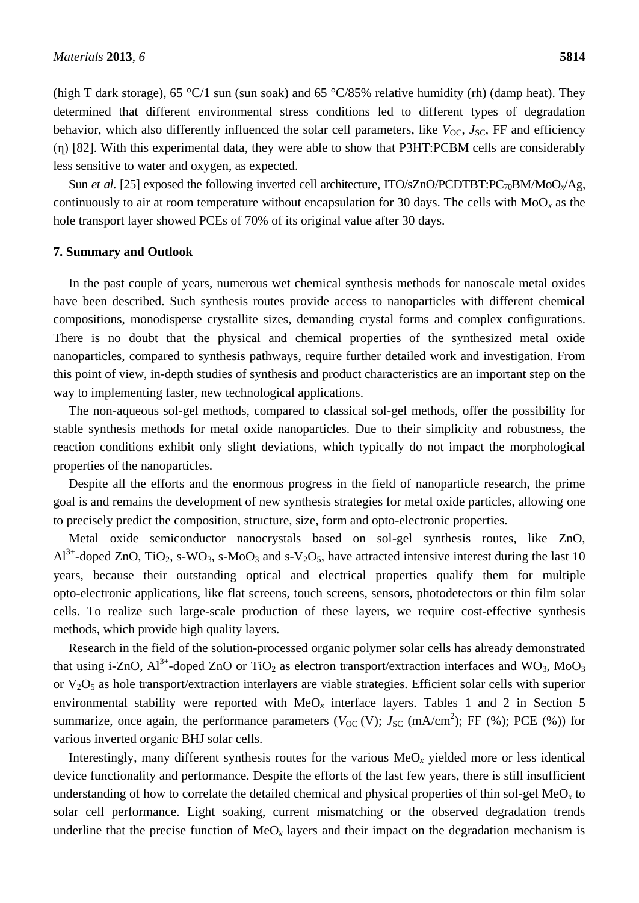(high T dark storage), 65 °C/1 sun (sun soak) and 65 °C/85% relative humidity (rh) (damp heat). They determined that different environmental stress conditions led to different types of degradation behavior, which also differently influenced the solar cell parameters, like $V_{OC}$, $J_{SC}$, FF and efficiency ($\eta$) [82]. With this experimental data, they were able to show that P3HT:PCBM cells are considerably less sensitive to water and oxygen, as expected.

Sun *et al*. [25] exposed the following inverted cell architecture, ITO/sZnO/PCDTBT:$PC_{70}BM/MoO_x$/Ag, continuously to air at room temperature without encapsulation for 30 days. The cells with $MoO_x$ as the hole transport layer showed PCEs of 70% of its original value after 30 days.

## 7. Summary and Outlook

In the past couple of years, numerous wet chemical synthesis methods for nanoscale metal oxides have been described. Such synthesis routes provide access to nanoparticles with different chemical compositions, monodisperse crystallite sizes, demanding crystal forms and complex configurations. There is no doubt that the physical and chemical properties of the synthesized metal oxide nanoparticles, compared to synthesis pathways, require further detailed work and investigation. From this point of view, in-depth studies of synthesis and product characteristics are an important step on the way to implementing faster, new technological applications.

The non-aqueous sol-gel methods, compared to classical sol-gel methods, offer the possibility for stable synthesis methods for metal oxide nanoparticles. Due to their simplicity and robustness, the reaction conditions exhibit only slight deviations, which typically do not impact the morphological properties of the nanoparticles.

Despite all the efforts and the enormous progress in the field of nanoparticle research, the prime goal is and remains the development of new synthesis strategies for metal oxide particles, allowing one to precisely predict the composition, structure, size, form and opto-electronic properties.

Metal oxide semiconductor nanocrystals based on sol-gel synthesis routes, like ZnO, $Al^{3+}$-doped ZnO, $TiO_2$, s-$WO_3$, s-$MoO_3$ and s-$V_2O_5$, have attracted intensive interest during the last 10 years, because their outstanding optical and electrical properties qualify them for multiple opto-electronic applications, like flat screens, touch screens, sensors, photodetectors or thin film solar cells. To realize such large-scale production of these layers, we require cost-effective synthesis methods, which provide high quality layers.

Research in the field of the solution-processed organic polymer solar cells has already demonstrated that using i-ZnO, $Al^{3+}$-doped ZnO or $TiO_2$ as electron transport/extraction interfaces and $WO_3$, $MoO_3$ or $V_2O_5$ as hole transport/extraction interlayers are viable strategies. Efficient solar cells with superior environmental stability were reported with $MeO_x$ interface layers. Tables 1 and 2 in Section 5 summarize, once again, the performance parameters ($V_{OC}$ (V); $J_{SC}$ (mA/cm$^2$); FF (%); PCE (%)) for various inverted organic BHJ solar cells.

Interestingly, many different synthesis routes for the various $MeO_x$ yielded more or less identical device functionality and performance. Despite the efforts of the last few years, there is still insufficient understanding of how to correlate the detailed chemical and physical properties of thin sol-gel $MeO_x$ to solar cell performance. Light soaking, current mismatching or the observed degradation trends underline that the precise function of $MeO_x$ layers and their impact on the degradation mechanism is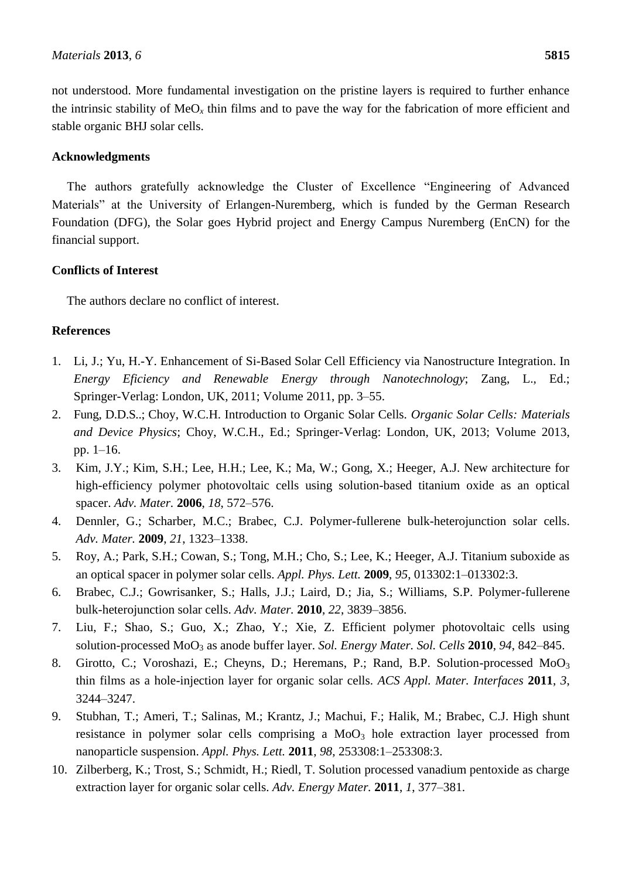not understood. More fundamental investigation on the pristine layers is required to further enhance the intrinsic stability of $MeO_x$ thin films and to pave the way for the fabrication of more efficient and stable organic BHJ solar cells.

## Acknowledgments

The authors gratefully acknowledge the Cluster of Excellence "Engineering of Advanced Materials" at the University of Erlangen-Nuremberg, which is funded by the German Research Foundation (DFG), the Solar goes Hybrid project and Energy Campus Nuremberg (EnCN) for the financial support.

## Conflicts of Interest

The authors declare no conflict of interest.

## References

1. Li, J.; Yu, H.-Y. Enhancement of Si-Based Solar Cell Efficiency via Nanostructure Integration. In *Energy Eficiency and Renewable Energy through Nanotechnology*; Zang, L., Ed.; Springer-Verlag: London, UK, 2011; Volume 2011, pp. 3–55.
2. Fung, D.D.S..; Choy, W.C.H. Introduction to Organic Solar Cells. *Organic Solar Cells: Materials and Device Physics*; Choy, W.C.H., Ed.; Springer-Verlag: London, UK, 2013; Volume 2013, pp. 1–16.
3. Kim, J.Y.; Kim, S.H.; Lee, H.H.; Lee, K.; Ma, W.; Gong, X.; Heeger, A.J. New architecture for high-efficiency polymer photovoltaic cells using solution-based titanium oxide as an optical spacer. *Adv. Mater.* **2006**, *18*, 572–576.
4. Dennler, G.; Scharber, M.C.; Brabec, C.J. Polymer-fullerene bulk-heterojunction solar cells. *Adv. Mater.* **2009**, *21*, 1323–1338.
5. Roy, A.; Park, S.H.; Cowan, S.; Tong, M.H.; Cho, S.; Lee, K.; Heeger, A.J. Titanium suboxide as an optical spacer in polymer solar cells. *Appl. Phys. Lett.* **2009**, *95*, 013302:1–013302:3.
6. Brabec, C.J.; Gowrisanker, S.; Halls, J.J.; Laird, D.; Jia, S.; Williams, S.P. Polymer-fullerene bulk-heterojunction solar cells. *Adv. Mater.* **2010**, *22*, 3839–3856.
7. Liu, F.; Shao, S.; Guo, X.; Zhao, Y.; Xie, Z. Efficient polymer photovoltaic cells using solution-processed $MoO_3$ as anode buffer layer. *Sol. Energy Mater. Sol. Cells* **2010**, *94*, 842–845.
8. Girotto, C.; Voroshazi, E.; Cheyns, D.; Heremans, P.; Rand, B.P. Solution-processed $MoO_3$ thin films as a hole-injection layer for organic solar cells. *ACS Appl. Mater. Interfaces* **2011**, *3*, 3244–3247.
9. Stubhan, T.; Ameri, T.; Salinas, M.; Krantz, J.; Machui, F.; Halik, M.; Brabec, C.J. High shunt resistance in polymer solar cells comprising a $MoO_3$ hole extraction layer processed from nanoparticle suspension. *Appl. Phys. Lett.* **2011**, *98*, 253308:1–253308:3.
10. Zilberberg, K.; Trost, S.; Schmidt, H.; Riedl, T. Solution processed vanadium pentoxide as charge extraction layer for organic solar cells. *Adv. Energy Mater.* **2011**, *1*, 377–381.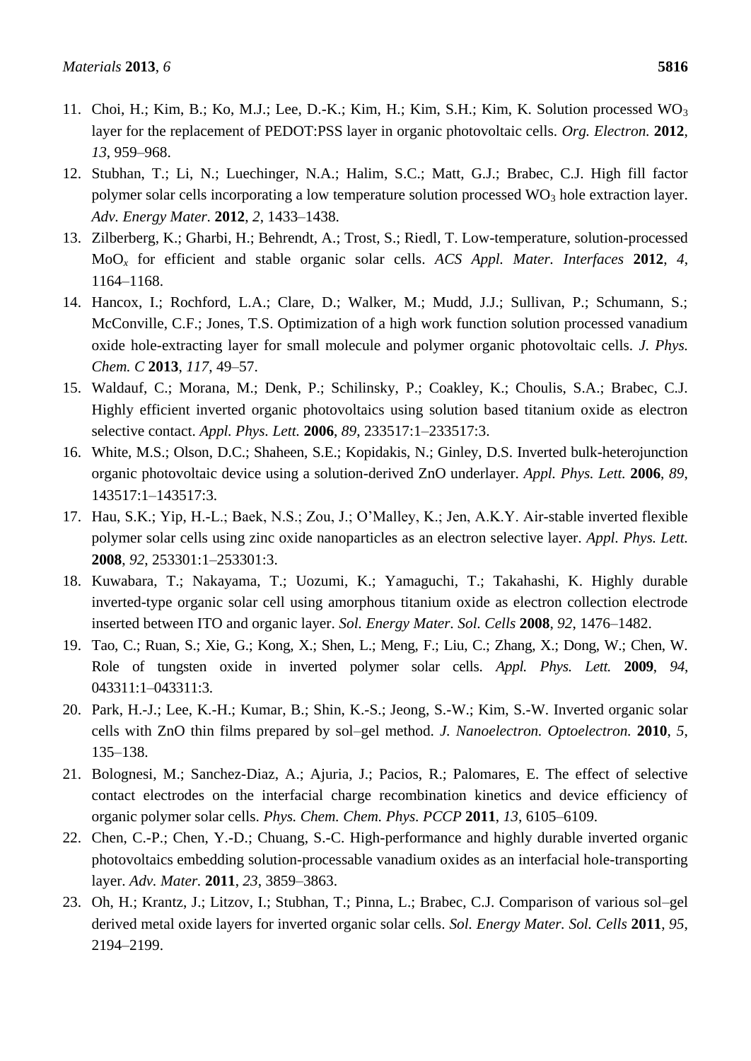11. Choi, H.; Kim, B.; Ko, M.J.; Lee, D.-K.; Kim, H.; Kim, S.H.; Kim, K. Solution processed $WO_3$ layer for the replacement of PEDOT:PSS layer in organic photovoltaic cells. *Org. Electron.* **2012**, *13*, 959–968.
12. Stubhan, T.; Li, N.; Luechinger, N.A.; Halim, S.C.; Matt, G.J.; Brabec, C.J. High fill factor polymer solar cells incorporating a low temperature solution processed $WO_3$ hole extraction layer. *Adv. Energy Mater.* **2012**, *2*, 1433–1438.
13. Zilberberg, K.; Gharbi, H.; Behrendt, A.; Trost, S.; Riedl, T. Low-temperature, solution-processed $MoO_x$ for efficient and stable organic solar cells. *ACS Appl. Mater. Interfaces* **2012**, *4*, 1164–1168.
14. Hancox, I.; Rochford, L.A.; Clare, D.; Walker, M.; Mudd, J.J.; Sullivan, P.; Schumann, S.; McConville, C.F.; Jones, T.S. Optimization of a high work function solution processed vanadium oxide hole-extracting layer for small molecule and polymer organic photovoltaic cells. *J. Phys. Chem. C* **2013**, *117*, 49–57.
15. Waldauf, C.; Morana, M.; Denk, P.; Schilinsky, P.; Coakley, K.; Choulis, S.A.; Brabec, C.J. Highly efficient inverted organic photovoltaics using solution based titanium oxide as electron selective contact. *Appl. Phys. Lett.* **2006**, *89*, 233517:1–233517:3.
16. White, M.S.; Olson, D.C.; Shaheen, S.E.; Kopidakis, N.; Ginley, D.S. Inverted bulk-heterojunction organic photovoltaic device using a solution-derived ZnO underlayer. *Appl. Phys. Lett.* **2006**, *89*, 143517:1–143517:3.
17. Hau, S.K.; Yip, H.-L.; Baek, N.S.; Zou, J.; O'Malley, K.; Jen, A.K.Y. Air-stable inverted flexible polymer solar cells using zinc oxide nanoparticles as an electron selective layer. *Appl. Phys. Lett.* **2008**, *92*, 253301:1–253301:3.
18. Kuwabara, T.; Nakayama, T.; Uozumi, K.; Yamaguchi, T.; Takahashi, K. Highly durable inverted-type organic solar cell using amorphous titanium oxide as electron collection electrode inserted between ITO and organic layer. *Sol. Energy Mater. Sol. Cells* **2008**, *92*, 1476–1482.
19. Tao, C.; Ruan, S.; Xie, G.; Kong, X.; Shen, L.; Meng, F.; Liu, C.; Zhang, X.; Dong, W.; Chen, W. Role of tungsten oxide in inverted polymer solar cells. *Appl. Phys. Lett.* **2009**, *94*, 043311:1–043311:3.
20. Park, H.-J.; Lee, K.-H.; Kumar, B.; Shin, K.-S.; Jeong, S.-W.; Kim, S.-W. Inverted organic solar cells with ZnO thin films prepared by sol–gel method. *J. Nanoelectron. Optoelectron.* **2010**, *5*, 135–138.
21. Bolognesi, M.; Sanchez-Diaz, A.; Ajuria, J.; Pacios, R.; Palomares, E. The effect of selective contact electrodes on the interfacial charge recombination kinetics and device efficiency of organic polymer solar cells. *Phys. Chem. Chem. Phys. PCCP* **2011**, *13*, 6105–6109.
22. Chen, C.-P.; Chen, Y.-D.; Chuang, S.-C. High-performance and highly durable inverted organic photovoltaics embedding solution-processable vanadium oxides as an interfacial hole-transporting layer. *Adv. Mater.* **2011**, *23*, 3859–3863.
23. Oh, H.; Krantz, J.; Litzov, I.; Stubhan, T.; Pinna, L.; Brabec, C.J. Comparison of various sol–gel derived metal oxide layers for inverted organic solar cells. *Sol. Energy Mater. Sol. Cells* **2011**, *95*, 2194–2199.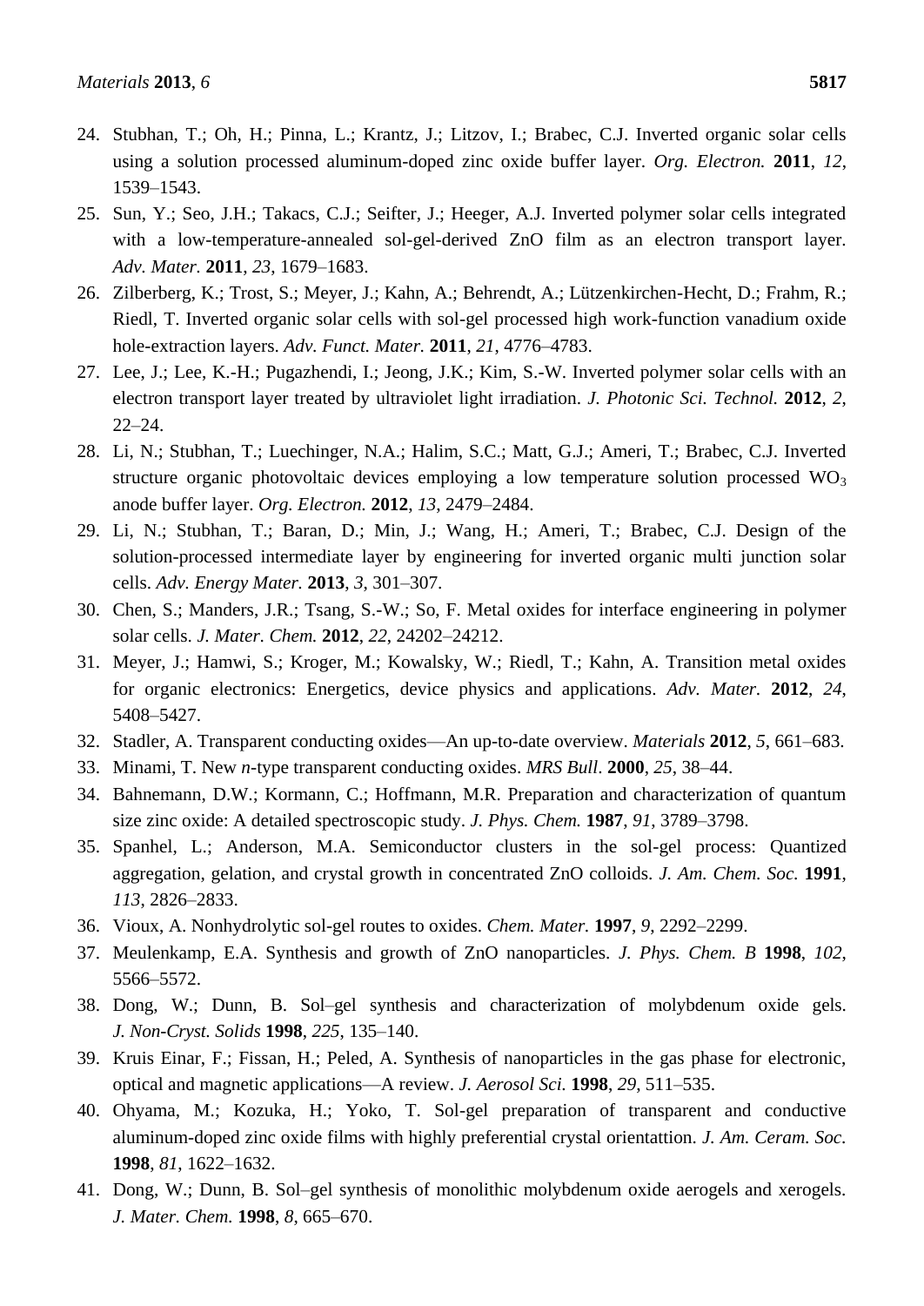24. Stubhan, T.; Oh, H.; Pinna, L.; Krantz, J.; Litzov, I.; Brabec, C.J. Inverted organic solar cells using a solution processed aluminum-doped zinc oxide buffer layer. *Org. Electron.* **2011**, *12*, 1539–1543.
25. Sun, Y.; Seo, J.H.; Takacs, C.J.; Seifter, J.; Heeger, A.J. Inverted polymer solar cells integrated with a low-temperature-annealed sol-gel-derived ZnO film as an electron transport layer. *Adv. Mater.* **2011**, *23*, 1679–1683.
26. Zilberberg, K.; Trost, S.; Meyer, J.; Kahn, A.; Behrendt, A.; Lützenkirchen-Hecht, D.; Frahm, R.; Riedl, T. Inverted organic solar cells with sol-gel processed high work-function vanadium oxide hole-extraction layers. *Adv. Funct. Mater.* **2011**, *21*, 4776–4783.
27. Lee, J.; Lee, K.-H.; Pugazhendi, I.; Jeong, J.K.; Kim, S.-W. Inverted polymer solar cells with an electron transport layer treated by ultraviolet light irradiation. *J. Photonic Sci. Technol.* **2012**, *2*, 22–24.
28. Li, N.; Stubhan, T.; Luechinger, N.A.; Halim, S.C.; Matt, G.J.; Ameri, T.; Brabec, C.J. Inverted structure organic photovoltaic devices employing a low temperature solution processed $WO_3$ anode buffer layer. *Org. Electron.* **2012**, *13*, 2479–2484.
29. Li, N.; Stubhan, T.; Baran, D.; Min, J.; Wang, H.; Ameri, T.; Brabec, C.J. Design of the solution-processed intermediate layer by engineering for inverted organic multi junction solar cells. *Adv. Energy Mater.* **2013**, *3*, 301–307.
30. Chen, S.; Manders, J.R.; Tsang, S.-W.; So, F. Metal oxides for interface engineering in polymer solar cells. *J. Mater. Chem.* **2012**, *22*, 24202–24212.
31. Meyer, J.; Hamwi, S.; Kroger, M.; Kowalsky, W.; Riedl, T.; Kahn, A. Transition metal oxides for organic electronics: Energetics, device physics and applications. *Adv. Mater.* **2012**, *24*, 5408–5427.
32. Stadler, A. Transparent conducting oxides—An up-to-date overview. *Materials* **2012**, *5*, 661–683.
33. Minami, T. New *n*-type transparent conducting oxides. *MRS Bull*. **2000**, *25*, 38–44.
34. Bahnemann, D.W.; Kormann, C.; Hoffmann, M.R. Preparation and characterization of quantum size zinc oxide: A detailed spectroscopic study. *J. Phys. Chem.* **1987**, *91*, 3789–3798.
35. Spanhel, L.; Anderson, M.A. Semiconductor clusters in the sol-gel process: Quantized aggregation, gelation, and crystal growth in concentrated ZnO colloids. *J. Am. Chem. Soc.* **1991**, *113*, 2826–2833.
36. Vioux, A. Nonhydrolytic sol-gel routes to oxides. *Chem. Mater.* **1997**, *9*, 2292–2299.
37. Meulenkamp, E.A. Synthesis and growth of ZnO nanoparticles. *J. Phys. Chem. B* **1998**, *102*, 5566–5572.
38. Dong, W.; Dunn, B. Sol–gel synthesis and characterization of molybdenum oxide gels. *J. Non-Cryst. Solids* **1998**, *225*, 135–140.
39. Kruis Einar, F.; Fissan, H.; Peled, A. Synthesis of nanoparticles in the gas phase for electronic, optical and magnetic applications—A review. *J. Aerosol Sci.* **1998**, *29*, 511–535.
40. Ohyama, M.; Kozuka, H.; Yoko, T. Sol-gel preparation of transparent and conductive aluminum-doped zinc oxide films with highly preferential crystal orientattion. *J. Am. Ceram. Soc.* **1998**, *81*, 1622–1632.
41. Dong, W.; Dunn, B. Sol–gel synthesis of monolithic molybdenum oxide aerogels and xerogels. *J. Mater. Chem.* **1998**, *8*, 665–670.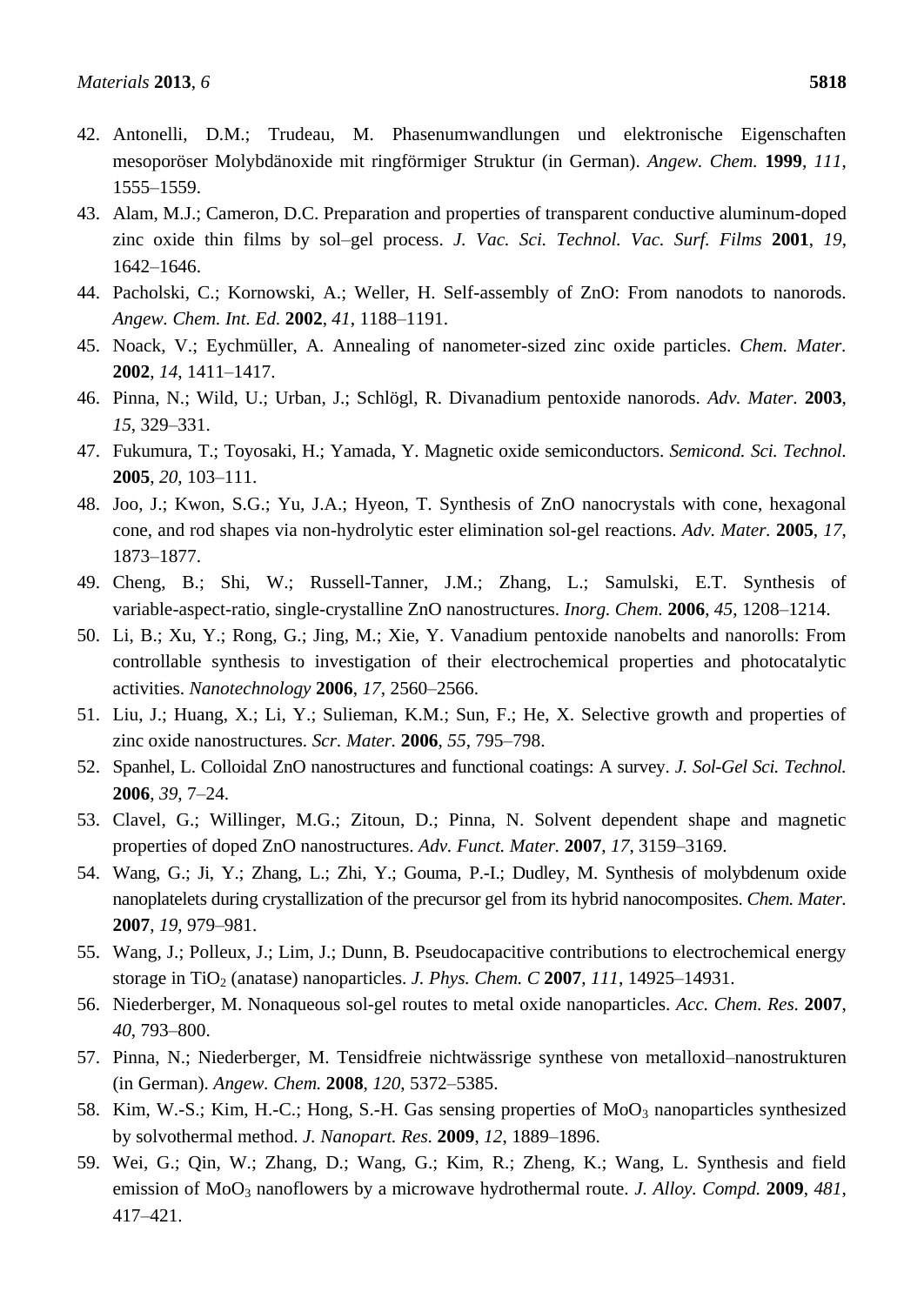42. Antonelli, D.M.; Trudeau, M. Phasenumwandlungen und elektronische Eigenschaften mesoporöser Molybdänoxide mit ringförmiger Struktur (in German). *Angew. Chem.* **1999**, *111*, 1555–1559.
43. Alam, M.J.; Cameron, D.C. Preparation and properties of transparent conductive aluminum-doped zinc oxide thin films by sol–gel process. *J. Vac. Sci. Technol. Vac. Surf. Films* **2001**, *19*, 1642–1646.
44. Pacholski, C.; Kornowski, A.; Weller, H. Self-assembly of ZnO: From nanodots to nanorods. *Angew. Chem. Int. Ed.* **2002**, *41*, 1188–1191.
45. Noack, V.; Eychmüller, A. Annealing of nanometer-sized zinc oxide particles. *Chem. Mater.* **2002**, *14*, 1411–1417.
46. Pinna, N.; Wild, U.; Urban, J.; Schlögl, R. Divanadium pentoxide nanorods. *Adv. Mater.* **2003**, *15*, 329–331.
47. Fukumura, T.; Toyosaki, H.; Yamada, Y. Magnetic oxide semiconductors. *Semicond. Sci. Technol.* **2005**, *20*, 103–111.
48. Joo, J.; Kwon, S.G.; Yu, J.A.; Hyeon, T. Synthesis of ZnO nanocrystals with cone, hexagonal cone, and rod shapes via non-hydrolytic ester elimination sol-gel reactions. *Adv. Mater.* **2005**, *17*, 1873–1877.
49. Cheng, B.; Shi, W.; Russell-Tanner, J.M.; Zhang, L.; Samulski, E.T. Synthesis of variable-aspect-ratio, single-crystalline ZnO nanostructures. *Inorg. Chem.* **2006**, *45*, 1208–1214.
50. Li, B.; Xu, Y.; Rong, G.; Jing, M.; Xie, Y. Vanadium pentoxide nanobelts and nanorolls: From controllable synthesis to investigation of their electrochemical properties and photocatalytic activities. *Nanotechnology* **2006**, *17*, 2560–2566.
51. Liu, J.; Huang, X.; Li, Y.; Sulieman, K.M.; Sun, F.; He, X. Selective growth and properties of zinc oxide nanostructures. *Scr. Mater.* **2006**, *55*, 795–798.
52. Spanhel, L. Colloidal ZnO nanostructures and functional coatings: A survey. *J. Sol-Gel Sci. Technol.* **2006**, *39*, 7–24.
53. Clavel, G.; Willinger, M.G.; Zitoun, D.; Pinna, N. Solvent dependent shape and magnetic properties of doped ZnO nanostructures. *Adv. Funct. Mater.* **2007**, *17*, 3159–3169.
54. Wang, G.; Ji, Y.; Zhang, L.; Zhi, Y.; Gouma, P.-I.; Dudley, M. Synthesis of molybdenum oxide nanoplatelets during crystallization of the precursor gel from its hybrid nanocomposites. *Chem. Mater.* **2007**, *19*, 979–981.
55. Wang, J.; Polleux, J.; Lim, J.; Dunn, B. Pseudocapacitive contributions to electrochemical energy storage in $TiO_2$ (anatase) nanoparticles. *J. Phys. Chem. C* **2007**, *111*, 14925–14931.
56. Niederberger, M. Nonaqueous sol-gel routes to metal oxide nanoparticles. *Acc. Chem. Res.* **2007**, *40*, 793–800.
57. Pinna, N.; Niederberger, M. Tensidfreie nichtwässrige synthese von metalloxid–nanostrukturen (in German). *Angew. Chem.* **2008**, *120*, 5372–5385.
58. Kim, W.-S.; Kim, H.-C.; Hong, S.-H. Gas sensing properties of $MoO_3$ nanoparticles synthesized by solvothermal method. *J. Nanopart. Res.* **2009**, *12*, 1889–1896.
59. Wei, G.; Qin, W.; Zhang, D.; Wang, G.; Kim, R.; Zheng, K.; Wang, L. Synthesis and field emission of $MoO_3$ nanoflowers by a microwave hydrothermal route. *J. Alloy. Compd.* **2009**, *481*, 417–421.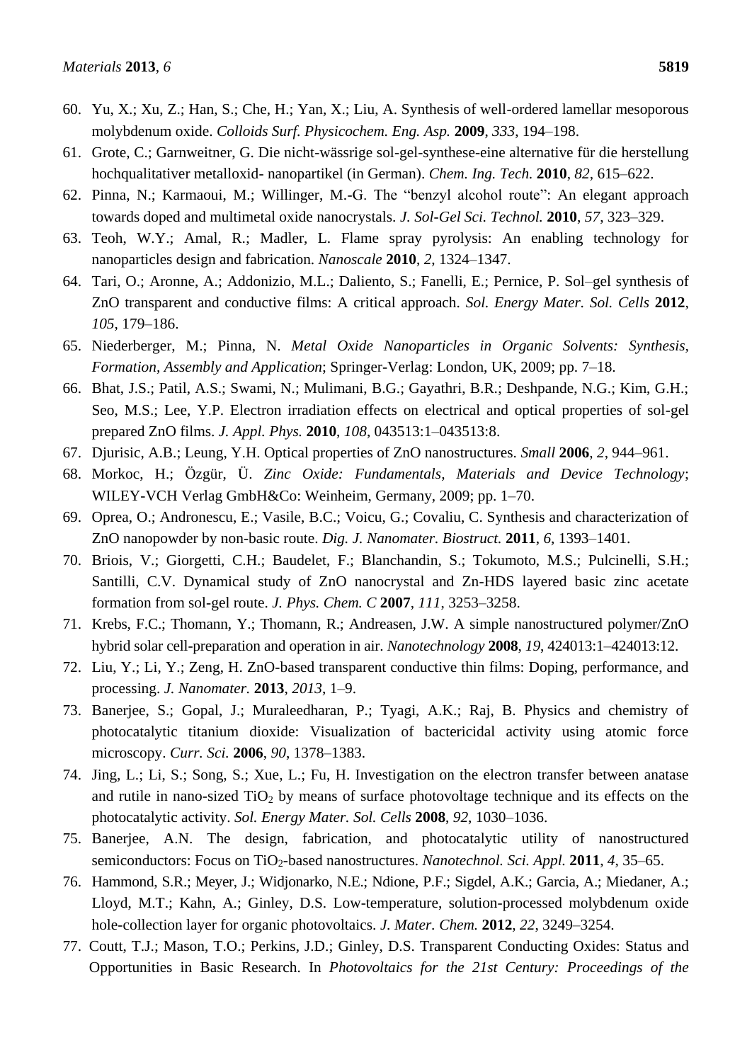60. Yu, X.; Xu, Z.; Han, S.; Che, H.; Yan, X.; Liu, A. Synthesis of well-ordered lamellar mesoporous molybdenum oxide. *Colloids Surf. Physicochem. Eng. Asp.* **2009**, *333*, 194–198.
61. Grote, C.; Garnweitner, G. Die nicht-wässrige sol-gel-synthese-eine alternative für die herstellung hochqualitativer metalloxid- nanopartikel (in German). *Chem. Ing. Tech.* **2010**, *82*, 615–622.
62. Pinna, N.; Karmaoui, M.; Willinger, M.-G. The "benzyl alcohol route": An elegant approach towards doped and multimetal oxide nanocrystals. *J. Sol-Gel Sci. Technol.* **2010**, *57*, 323–329.
63. Teoh, W.Y.; Amal, R.; Madler, L. Flame spray pyrolysis: An enabling technology for nanoparticles design and fabrication. *Nanoscale* **2010**, *2*, 1324–1347.
64. Tari, O.; Aronne, A.; Addonizio, M.L.; Daliento, S.; Fanelli, E.; Pernice, P. Sol–gel synthesis of ZnO transparent and conductive films: A critical approach. *Sol. Energy Mater. Sol. Cells* **2012**, *105*, 179–186.
65. Niederberger, M.; Pinna, N. *Metal Oxide Nanoparticles in Organic Solvents: Synthesis, Formation, Assembly and Application*; Springer-Verlag: London, UK, 2009; pp. 7–18.
66. Bhat, J.S.; Patil, A.S.; Swami, N.; Mulimani, B.G.; Gayathri, B.R.; Deshpande, N.G.; Kim, G.H.; Seo, M.S.; Lee, Y.P. Electron irradiation effects on electrical and optical properties of sol-gel prepared ZnO films. *J. Appl. Phys.* **2010**, *108*, 043513:1–043513:8.
67. Djurisic, A.B.; Leung, Y.H. Optical properties of ZnO nanostructures. *Small* **2006**, *2*, 944–961.
68. Morkoc, H.; Özgür, Ü. *Zinc Oxide: Fundamentals, Materials and Device Technology*; WILEY-VCH Verlag GmbH&Co: Weinheim, Germany, 2009; pp. 1–70.
69. Oprea, O.; Andronescu, E.; Vasile, B.C.; Voicu, G.; Covaliu, C. Synthesis and characterization of ZnO nanopowder by non-basic route. *Dig. J. Nanomater. Biostruct.* **2011**, *6*, 1393–1401.
70. Briois, V.; Giorgetti, C.H.; Baudelet, F.; Blanchandin, S.; Tokumoto, M.S.; Pulcinelli, S.H.; Santilli, C.V. Dynamical study of ZnO nanocrystal and Zn-HDS layered basic zinc acetate formation from sol-gel route. *J. Phys. Chem. C* **2007**, *111*, 3253–3258.
71. Krebs, F.C.; Thomann, Y.; Thomann, R.; Andreasen, J.W. A simple nanostructured polymer/ZnO hybrid solar cell-preparation and operation in air. *Nanotechnology* **2008**, *19*, 424013:1–424013:12.
72. Liu, Y.; Li, Y.; Zeng, H. ZnO-based transparent conductive thin films: Doping, performance, and processing. *J. Nanomater.* **2013**, *2013*, 1–9.
73. Banerjee, S.; Gopal, J.; Muraleedharan, P.; Tyagi, A.K.; Raj, B. Physics and chemistry of photocatalytic titanium dioxide: Visualization of bactericidal activity using atomic force microscopy. *Curr. Sci.* **2006**, *90*, 1378–1383.
74. Jing, L.; Li, S.; Song, S.; Xue, L.; Fu, H. Investigation on the electron transfer between anatase and rutile in nano-sized $TiO_2$ by means of surface photovoltage technique and its effects on the photocatalytic activity. *Sol. Energy Mater. Sol. Cells* **2008**, *92*, 1030–1036.
75. Banerjee, A.N. The design, fabrication, and photocatalytic utility of nanostructured semiconductors: Focus on $TiO_2$-based nanostructures. *Nanotechnol. Sci. Appl.* **2011**, *4*, 35–65.
76. Hammond, S.R.; Meyer, J.; Widjonarko, N.E.; Ndione, P.F.; Sigdel, A.K.; Garcia, A.; Miedaner, A.; Lloyd, M.T.; Kahn, A.; Ginley, D.S. Low-temperature, solution-processed molybdenum oxide hole-collection layer for organic photovoltaics. *J. Mater. Chem.* **2012**, *22*, 3249–3254.
77. Coutt, T.J.; Mason, T.O.; Perkins, J.D.; Ginley, D.S. Transparent Conducting Oxides: Status and Opportunities in Basic Research. In *Photovoltaics for the 21st Century: Proceedings of the*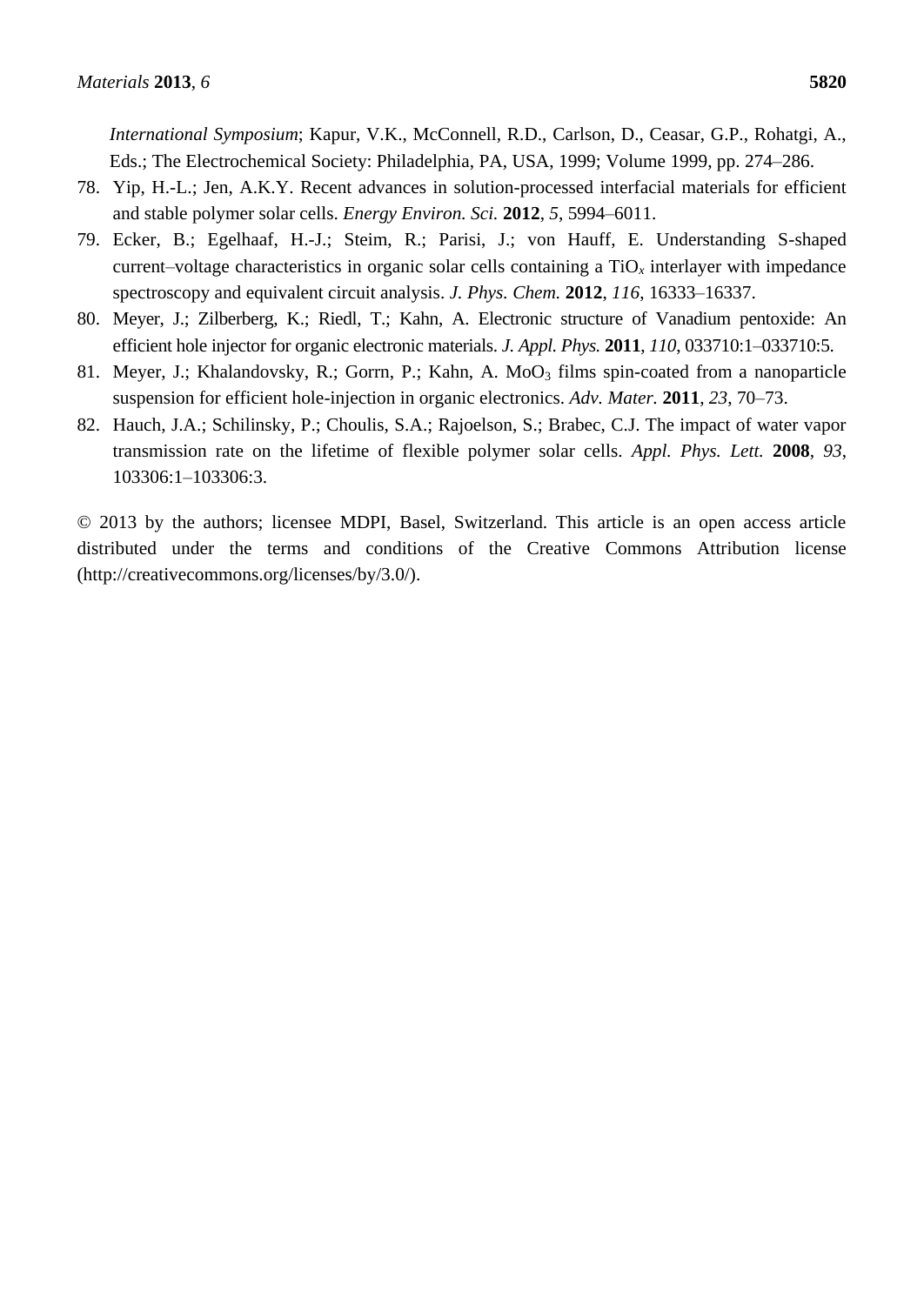*International Symposium*; Kapur, V.K., McConnell, R.D., Carlson, D., Ceasar, G.P., Rohatgi, A., Eds.; The Electrochemical Society: Philadelphia, PA, USA, 1999; Volume 1999, pp. 274–286.

78. Yip, H.-L.; Jen, A.K.Y. Recent advances in solution-processed interfacial materials for efficient and stable polymer solar cells. *Energy Environ. Sci.* **2012**, *5*, 5994–6011.
79. Ecker, B.; Egelhaaf, H.-J.; Steim, R.; Parisi, J.; von Hauff, E. Understanding S-shaped current–voltage characteristics in organic solar cells containing a $TiO_x$ interlayer with impedance spectroscopy and equivalent circuit analysis. *J. Phys. Chem.* **2012**, *116*, 16333–16337.
80. Meyer, J.; Zilberberg, K.; Riedl, T.; Kahn, A. Electronic structure of Vanadium pentoxide: An efficient hole injector for organic electronic materials. *J. Appl. Phys.* **2011**, *110*, 033710:1–033710:5.
81. Meyer, J.; Khalandovsky, R.; Gorrn, P.; Kahn, A. $MoO_3$ films spin-coated from a nanoparticle suspension for efficient hole-injection in organic electronics. *Adv. Mater.* **2011**, *23*, 70–73.
82. Hauch, J.A.; Schilinsky, P.; Choulis, S.A.; Rajoelson, S.; Brabec, C.J. The impact of water vapor transmission rate on the lifetime of flexible polymer solar cells. *Appl. Phys. Lett.* **2008**, *93*, 103306:1–103306:3.

© 2013 by the authors; licensee MDPI, Basel, Switzerland. This article is an open access article distributed under the terms and conditions of the Creative Commons Attribution license (http://creativecommons.org/licenses/by/3.0/).